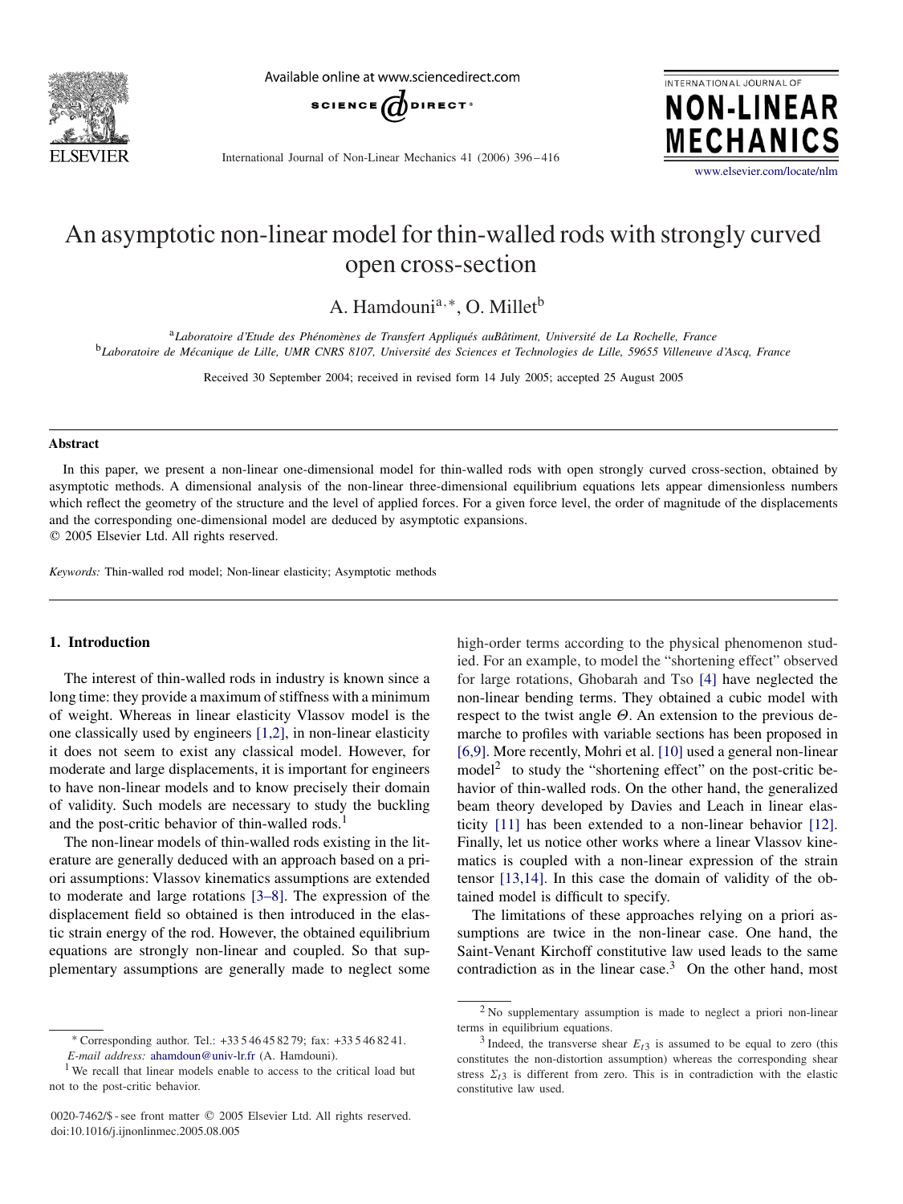# An asymptotic non-linear model for thin-walled rods with strongly curved open cross-section

A. Hamdouni[a,*], O. Millet[b]

[a] *Laboratoire d'Etude des Phénomènes de Transfert Appliqués auBâtiment, Université de La Rochelle, France*
[b] *Laboratoire de Mécanique de Lille, UMR CNRS 8107, Université des Sciences et Technologies de Lille, 59655 Villeneuve d'Ascq, France*

Received 30 September 2004; received in revised form 14 July 2005; accepted 25 August 2005

## Abstract

In this paper, we present a non-linear one-dimensional model for thin-walled rods with open strongly curved cross-section, obtained by asymptotic methods. A dimensional analysis of the non-linear three-dimensional equilibrium equations lets appear dimensionless numbers which reflect the geometry of the structure and the level of applied forces. For a given force level, the order of magnitude of the displacements and the corresponding one-dimensional model are deduced by asymptotic expansions.
© 2005 Elsevier Ltd. All rights reserved.

*Keywords:* Thin-walled rod model; Non-linear elasticity; Asymptotic methods

## 1. Introduction

The interest of thin-walled rods in industry is known since a long time: they provide a maximum of stiffness with a minimum of weight. Whereas in linear elasticity Vlassov model is the one classically used by engineers [1,2], in non-linear elasticity it does not seem to exist any classical model. However, for moderate and large displacements, it is important for engineers to have non-linear models and to know precisely their domain of validity. Such models are necessary to study the buckling and the post-critic behavior of thin-walled rods.[1]

The non-linear models of thin-walled rods existing in the literature are generally deduced with an approach based on a priori assumptions: Vlassov kinematics assumptions are extended to moderate and large rotations [3–8]. The expression of the displacement field so obtained is then introduced in the elastic strain energy of the rod. However, the obtained equilibrium equations are strongly non-linear and coupled. So that supplementary assumptions are generally made to neglect some high-order terms according to the physical phenomenon studied. For an example, to model the "shortening effect" observed for large rotations, Ghobarah and Tso [4] have neglected the non-linear bending terms. They obtained a cubic model with respect to the twist angle $\Theta$. An extension to the previous demarche to profiles with variable sections has been proposed in [6,9]. More recently, Mohri et al. [10] used a general non-linear model[2] to study the "shortening effect" on the post-critic behavior of thin-walled rods. On the other hand, the generalized beam theory developed by Davies and Leach in linear elasticity [11] has been extended to a non-linear behavior [12]. Finally, let us notice other works where a linear Vlassov kinematics is coupled with a non-linear expression of the strain tensor [13,14]. In this case the domain of validity of the obtained model is difficult to specify.

The limitations of these approaches relying on a priori assumptions are twice in the non-linear case. One hand, the Saint-Venant Kirchoff constitutive law used leads to the same contradiction as in the linear case.[3] On the other hand, most

---

\* Corresponding author. Tel.: +33 5 46 45 82 79; fax: +33 5 46 82 41.
*E-mail address:* ahamdoun@univ-lr.fr (A. Hamdouni).

[1] We recall that linear models enable to access to the critical load but not to the post-critic behavior.

[2] No supplementary assumption is made to neglect a priori non-linear terms in equilibrium equations.

[3] Indeed, the transverse shear $E_{t3}$ is assumed to be equal to zero (this constitutes the non-distortion assumption) whereas the corresponding shear stress $\Sigma_{t3}$ is different from zero. This is in contradiction with the elastic constitutive law used.

0020-7462/$ - see front matter © 2005 Elsevier Ltd. All rights reserved.
doi:10.1016/j.ijnonlinmec.2005.08.005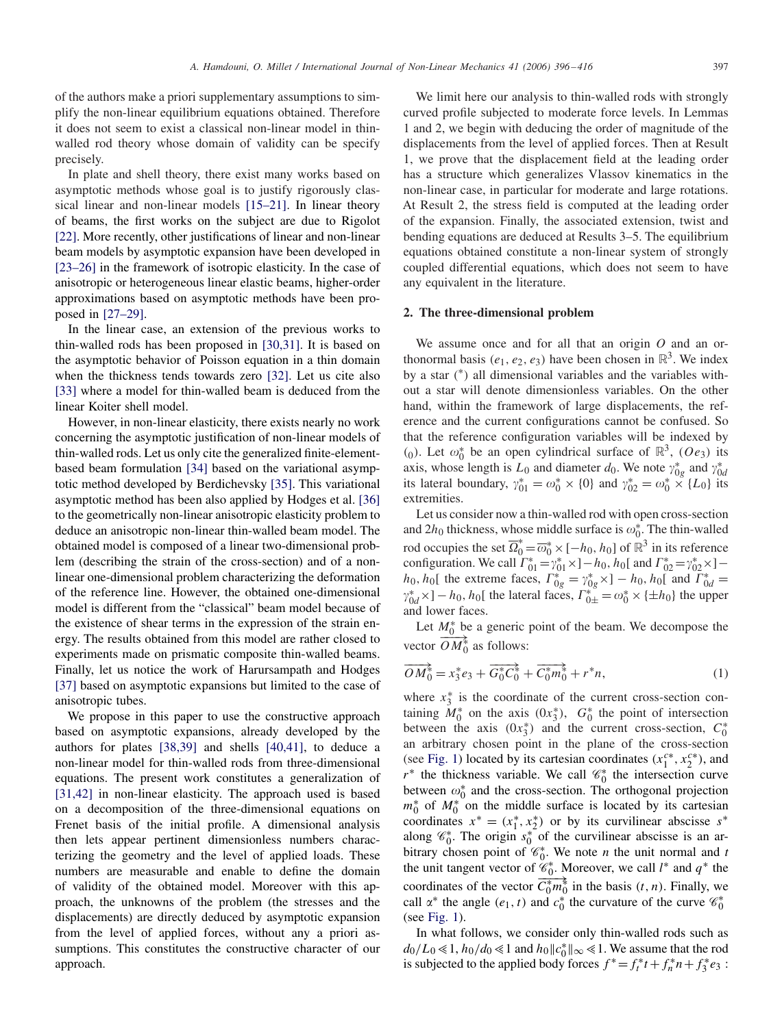of the authors make a priori supplementary assumptions to simplify the non-linear equilibrium equations obtained. Therefore it does not seem to exist a classical non-linear model in thin-walled rod theory whose domain of validity can be specify precisely.

In plate and shell theory, there exist many works based on asymptotic methods whose goal is to justify rigorously classical linear and non-linear models [15–21]. In linear theory of beams, the first works on the subject are due to Rigolot [22]. More recently, other justifications of linear and non-linear beam models by asymptotic expansion have been developed in [23–26] in the framework of isotropic elasticity. In the case of anisotropic or heterogeneous linear elastic beams, higher-order approximations based on asymptotic methods have been proposed in [27–29].

In the linear case, an extension of the previous works to thin-walled rods has been proposed in [30,31]. It is based on the asymptotic behavior of Poisson equation in a thin domain when the thickness tends towards zero [32]. Let us cite also [33] where a model for thin-walled beam is deduced from the linear Koiter shell model.

However, in non-linear elasticity, there exists nearly no work concerning the asymptotic justification of non-linear models of thin-walled rods. Let us only cite the generalized finite-element-based beam formulation [34] based on the variational asymptotic method developed by Berdichevsky [35]. This variational asymptotic method has been also applied by Hodges et al. [36] to the geometrically non-linear anisotropic elasticity problem to deduce an anisotropic non-linear thin-walled beam model. The obtained model is composed of a linear two-dimensional problem (describing the strain of the cross-section) and of a non-linear one-dimensional problem characterizing the deformation of the reference line. However, the obtained one-dimensional model is different from the "classical" beam model because of the existence of shear terms in the expression of the strain energy. The results obtained from this model are rather closed to experiments made on prismatic composite thin-walled beams. Finally, let us notice the work of Harursampath and Hodges [37] based on asymptotic expansions but limited to the case of anisotropic tubes.

We propose in this paper to use the constructive approach based on asymptotic expansions, already developed by the authors for plates [38,39] and shells [40,41], to deduce a non-linear model for thin-walled rods from three-dimensional equations. The present work constitutes a generalization of [31,42] in non-linear elasticity. The approach used is based on a decomposition of the three-dimensional equations on Frenet basis of the initial profile. A dimensional analysis then lets appear pertinent dimensionless numbers characterizing the geometry and the level of applied loads. These numbers are measurable and enable to define the domain of validity of the obtained model. Moreover with this approach, the unknowns of the problem (the stresses and the displacements) are directly deduced by asymptotic expansion from the level of applied forces, without any a priori assumptions. This constitutes the constructive character of our approach.

We limit here our analysis to thin-walled rods with strongly curved profile subjected to moderate force levels. In Lemmas 1 and 2, we begin with deducing the order of magnitude of the displacements from the level of applied forces. Then at Result 1, we prove that the displacement field at the leading order has a structure which generalizes Vlassov kinematics in the non-linear case, in particular for moderate and large rotations. At Result 2, the stress field is computed at the leading order of the expansion. Finally, the associated extension, twist and bending equations are deduced at Results 3–5. The equilibrium equations obtained constitute a non-linear system of strongly coupled differential equations, which does not seem to have any equivalent in the literature.

## 2. The three-dimensional problem

We assume once and for all that an origin $O$ and an orthonormal basis $(e_1, e_2, e_3)$ have been chosen in $\mathbb{R}^3$. We index by a star (*) all dimensional variables and the variables without a star will denote dimensionless variables. On the other hand, within the framework of large displacements, the reference and the current configurations cannot be confused. So that the reference configuration variables will be indexed by $(_0)$. Let $\omega_0^*$ be an open cylindrical surface of $\mathbb{R}^3$, $(Oe_3)$ its axis, whose length is $L_0$ and diameter $d_0$. We note $\gamma_{0g}^*$ and $\gamma_{0d}^*$ its lateral boundary, $\gamma_{01}^* = \omega_0^* \times \{0\}$ and $\gamma_{02}^* = \omega_0^* \times \{L_0\}$ its extremities.

Let us consider now a thin-walled rod with open cross-section and $2h_0$ thickness, whose middle surface is $\omega_0^*$. The thin-walled rod occupies the set $\overline{\Omega}_0^* = \overline{\omega}_0^* \times [-h_0, h_0]$ of $\mathbb{R}^3$ in its reference configuration. We call $\Gamma_{01}^* = \gamma_{01}^* \times ]-h_0, h_0[$ and $\Gamma_{02}^* = \gamma_{02}^* \times ]-h_0, h_0[$ the extreme faces, $\Gamma_{0g}^* = \gamma_{0g}^* \times ]-h_0, h_0[$ and $\Gamma_{0d}^* = \gamma_{0d}^* \times ]-h_0, h_0[$ the lateral faces, $\Gamma_{0\pm}^* = \omega_0^* \times \{\pm h_0\}$ the upper and lower faces.

Let $M_0^*$ be a generic point of the beam. We decompose the vector $\overrightarrow{OM_0^*}$ as follows:

$$\overrightarrow{OM_0^*} = x_3^* e_3 + \overrightarrow{G_0^* C_0^*} + \overrightarrow{C_0^* m_0^*} + r^* n, \tag{1}$$

where $x_3^*$ is the coordinate of the current cross-section containing $M_0^*$ on the axis $(0x_3^*)$, $G_0^*$ the point of intersection between the axis $(0x_3^*)$ and the current cross-section, $C_0^*$ an arbitrary chosen point in the plane of the cross-section (see Fig. 1) located by its cartesian coordinates $(x_1^{c*}, x_2^{c*})$, and $r^*$ the thickness variable. We call $\mathscr{C}_0^*$ the intersection curve between $\omega_0^*$ and the cross-section. The orthogonal projection $m_0^*$ of $M_0^*$ on the middle surface is located by its cartesian coordinates $x^* = (x_1^*, x_2^*)$ or by its curvilinear abscisse $s^*$ along $\mathscr{C}_0^*$. The origin $s_0^*$ of the curvilinear abscisse is an arbitrary chosen point of $\mathscr{C}_0^*$. We note $n$ the unit normal and $t$ the unit tangent vector of $\mathscr{C}_0^*$. Moreover, we call $l^*$ and $q^*$ the coordinates of the vector $\overrightarrow{C_0^* m_0^*}$ in the basis $(t, n)$. Finally, we call $\alpha^*$ the angle $(e_1, t)$ and $c_0^*$ the curvature of the curve $\mathscr{C}_0^*$ (see Fig. 1).

In what follows, we consider only thin-walled rods such as $d_0/L_0 \ll 1$, $h_0/d_0 \ll 1$ and $h_0\|c_0^*\|_\infty \ll 1$. We assume that the rod is subjected to the applied body forces $f^* = f_t^* t + f_n^* n + f_3^* e_3$ :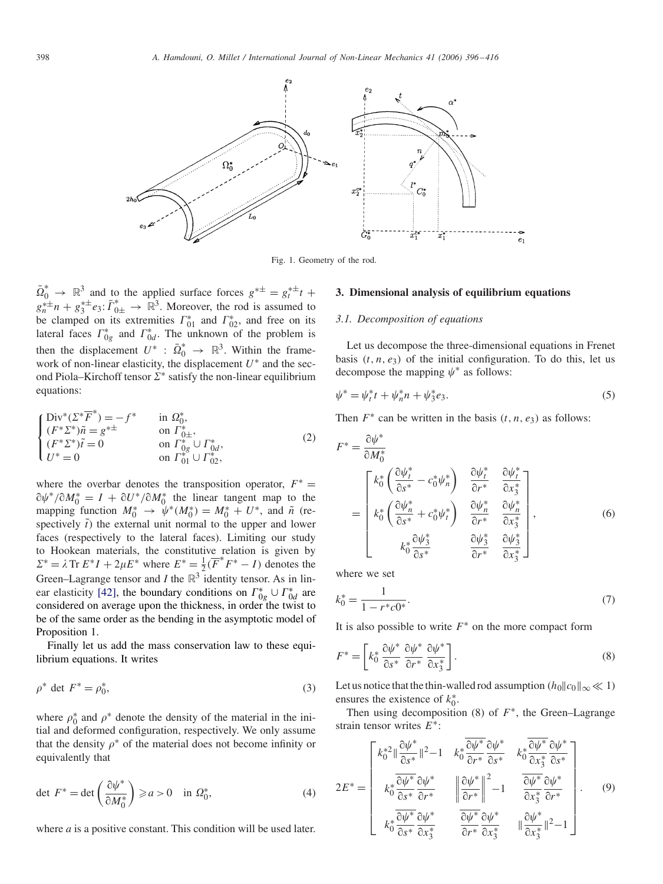Fig. 1. Geometry of the rod.

$\bar{\Omega}_0^* \to \mathbb{R}^3$ and to the applied surface forces $g^{*\pm} = g_t^{*\pm} t + g_n^{*\pm} n + g_3^{*\pm} e_3 : \bar{\Gamma}_{0\pm}^* \to \mathbb{R}^3$. Moreover, the rod is assumed to be clamped on its extremities $\Gamma_{01}^*$ and $\Gamma_{02}^*$, and free on its lateral faces $\Gamma_{0g}^*$ and $\Gamma_{0d}^*$. The unknown of the problem is then the displacement $U^* : \bar{\Omega}_0^* \to \mathbb{R}^3$. Within the framework of non-linear elasticity, the displacement $U^*$ and the second Piola–Kirchoff tensor $\Sigma^*$ satisfy the non-linear equilibrium equations:

$$\begin{cases} \mathrm{Div}^*(\Sigma^* \overline{F}^*) = -f^* & \text{in } \Omega_0^*, \\ (F^* \Sigma^*) \tilde{n} = g^{*\pm} & \text{on } \Gamma_{0\pm}^*, \\ (F^* \Sigma^*) \tilde{t} = 0 & \text{on } \Gamma_{0g}^* \cup \Gamma_{0d}^*, \\ U^* = 0 & \text{on } \Gamma_{01}^* \cup \Gamma_{02}^*, \end{cases} \tag{2}$$

where the overbar denotes the transposition operator, $F^* = \partial \psi^* / \partial M_0^* = I + \partial U^* / \partial M_0^*$ the linear tangent map to the mapping function $M_0^* \to \psi^*(M_0^*) = M_0^* + U^*$, and $\tilde{n}$ (respectively $\tilde{t}$) the external unit normal to the upper and lower faces (respectively to the lateral faces). Limiting our study to Hookean materials, the constitutive relation is given by $\Sigma^* = \lambda \,\mathrm{Tr}\, E^* I + 2\mu E^*$ where $E^* = \frac{1}{2}(\overline{F}^* F^* - I)$ denotes the Green–Lagrange tensor and $I$ the $\mathbb{R}^3$ identity tensor. As in linear elasticity [42], the boundary conditions on $\Gamma_{0g}^* \cup \Gamma_{0d}^*$ are considered on average upon the thickness, in order the twist to be of the same order as the bending in the asymptotic model of Proposition 1.

Finally let us add the mass conservation law to these equilibrium equations. It writes

$$\rho^* \det F^* = \rho_0^*, \tag{3}$$

where $\rho_0^*$ and $\rho^*$ denote the density of the material in the initial and deformed configuration, respectively. We only assume that the density $\rho^*$ of the material does not become infinity or equivalently that

$$\det F^* = \det\left(\frac{\partial \psi^*}{\partial M_0^*}\right) \geqslant a > 0 \quad \text{in } \Omega_0^*, \tag{4}$$

where $a$ is a positive constant. This condition will be used later.

## 3. Dimensional analysis of equilibrium equations

### 3.1. Decomposition of equations

Let us decompose the three-dimensional equations in Frenet basis $(t, n, e_3)$ of the initial configuration. To do this, let us decompose the mapping $\psi^*$ as follows:

$$\psi^* = \psi_t^* t + \psi_n^* n + \psi_3^* e_3. \tag{5}$$

Then $F^*$ can be written in the basis $(t, n, e_3)$ as follows:

$$F^* = \frac{\partial \psi^*}{\partial M_0^*} = \begin{bmatrix} k_0^* \left( \dfrac{\partial \psi_t^*}{\partial s^*} - c_0^* \psi_n^* \right) & \dfrac{\partial \psi_t^*}{\partial r^*} & \dfrac{\partial \psi_t^*}{\partial x_3^*} \\ k_0^* \left( \dfrac{\partial \psi_n^*}{\partial s^*} + c_0^* \psi_t^* \right) & \dfrac{\partial \psi_n^*}{\partial r^*} & \dfrac{\partial \psi_n^*}{\partial x_3^*} \\ k_0^* \dfrac{\partial \psi_3^*}{\partial s^*} & \dfrac{\partial \psi_3^*}{\partial r^*} & \dfrac{\partial \psi_3^*}{\partial x_3^*} \end{bmatrix}, \tag{6}$$

where we set

$$k_0^* = \frac{1}{1 - r^* c0^*}. \tag{7}$$

It is also possible to write $F^*$ on the more compact form

$$F^* = \left[ k_0^* \frac{\partial \psi^*}{\partial s^*} \; \frac{\partial \psi^*}{\partial r^*} \; \frac{\partial \psi^*}{\partial x_3^*} \right]. \tag{8}$$

Let us notice that the thin-walled rod assumption ($h_0 \| c_0 \|_\infty \ll 1$) ensures the existence of $k_0^*$.

Then using decomposition (8) of $F^*$, the Green–Lagrange strain tensor writes $E^*$:

$$2E^* = \begin{bmatrix} k_0^{*2} \| \dfrac{\partial \psi^*}{\partial s^*} \|^2 - 1 & k_0^* \overline{\dfrac{\partial \psi^*}{\partial r^*}} \dfrac{\partial \psi^*}{\partial s^*} & k_0^* \overline{\dfrac{\partial \psi^*}{\partial x_3^*}} \dfrac{\partial \psi^*}{\partial s^*} \\ k_0^* \overline{\dfrac{\partial \psi^*}{\partial s^*}} \dfrac{\partial \psi^*}{\partial r^*} & \left\| \dfrac{\partial \psi^*}{\partial r^*} \right\|^2 - 1 & \overline{\dfrac{\partial \psi^*}{\partial x_3^*}} \dfrac{\partial \psi^*}{\partial r^*} \\ k_0^* \overline{\dfrac{\partial \psi^*}{\partial s^*}} \dfrac{\partial \psi^*}{\partial x_3^*} & \overline{\dfrac{\partial \psi^*}{\partial r^*}} \dfrac{\partial \psi^*}{\partial x_3^*} & \| \dfrac{\partial \psi^*}{\partial x_3^*} \|^2 - 1 \end{bmatrix}. \tag{9}$$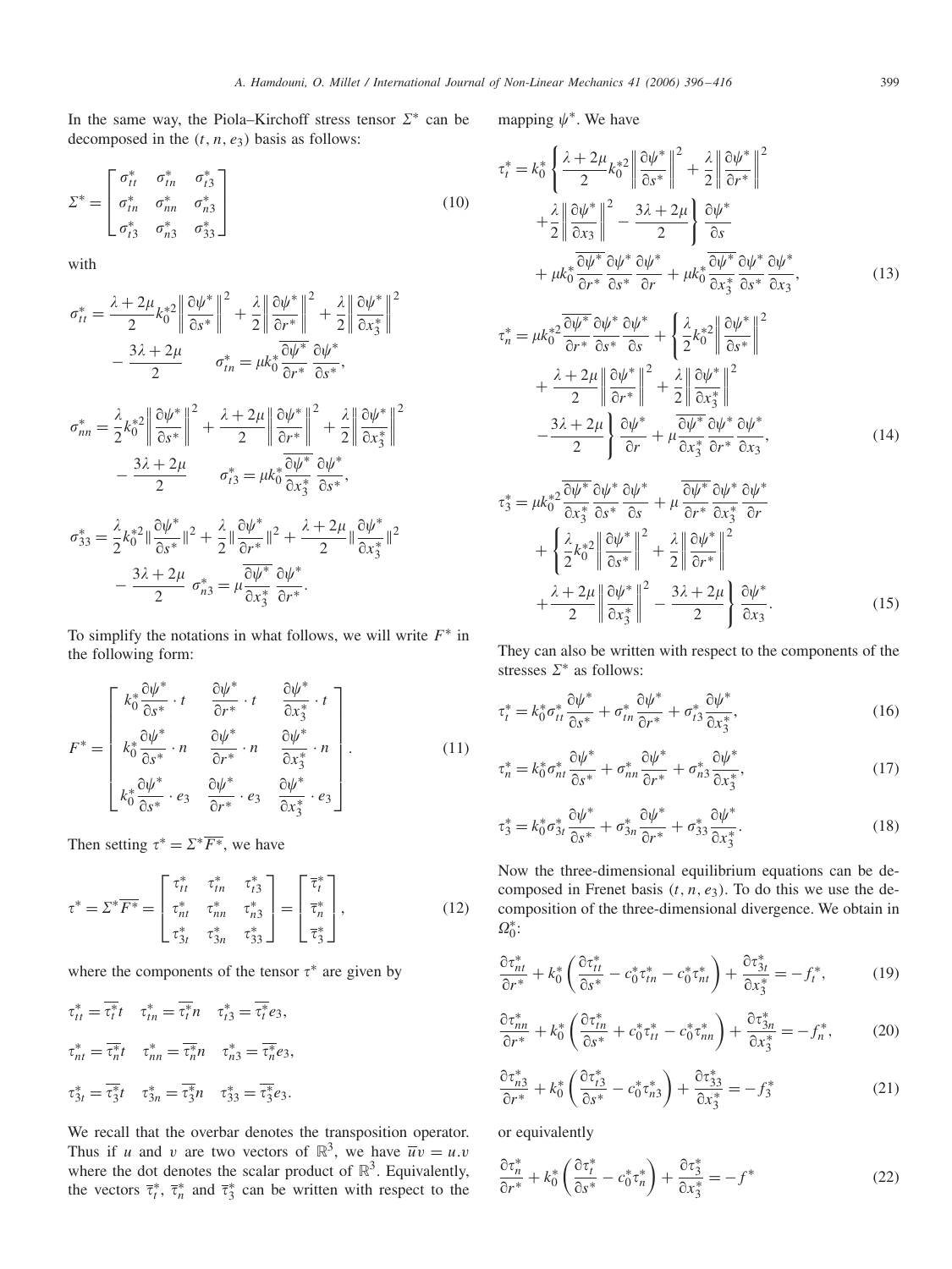In the same way, the Piola–Kirchoff stress tensor $\Sigma^*$ can be decomposed in the $(t, n, e_3)$ basis as follows:

$$
\Sigma^* = \begin{bmatrix} \sigma^*_{tt} & \sigma^*_{tn} & \sigma^*_{t3} \\ \sigma^*_{tn} & \sigma^*_{nn} & \sigma^*_{n3} \\ \sigma^*_{t3} & \sigma^*_{n3} & \sigma^*_{33} \end{bmatrix} \tag{10}
$$

with

$$
\sigma^*_{tt} = \frac{\lambda+2\mu}{2} k_0^{*2} \left\| \frac{\partial \psi^*}{\partial s^*} \right\|^2 + \frac{\lambda}{2} \left\| \frac{\partial \psi^*}{\partial r^*} \right\|^2 + \frac{\lambda}{2} \left\| \frac{\partial \psi^*}{\partial x_3^*} \right\|^2 - \frac{3\lambda+2\mu}{2} \qquad \sigma^*_{tn} = \mu k_0^* \overline{\frac{\partial \psi^*}{\partial r^*}} \frac{\partial \psi^*}{\partial s^*},
$$

$$
\sigma^*_{nn} = \frac{\lambda}{2} k_0^{*2} \left\| \frac{\partial \psi^*}{\partial s^*} \right\|^2 + \frac{\lambda+2\mu}{2} \left\| \frac{\partial \psi^*}{\partial r^*} \right\|^2 + \frac{\lambda}{2} \left\| \frac{\partial \psi^*}{\partial x_3^*} \right\|^2 - \frac{3\lambda+2\mu}{2} \qquad \sigma^*_{t3} = \mu k_0^* \overline{\frac{\partial \psi^*}{\partial x_3^*}} \frac{\partial \psi^*}{\partial s^*},
$$

$$
\sigma^*_{33} = \frac{\lambda}{2} k_0^{*2} \left\| \frac{\partial \psi^*}{\partial s^*} \right\|^2 + \frac{\lambda}{2} \left\| \frac{\partial \psi^*}{\partial r^*} \right\|^2 + \frac{\lambda+2\mu}{2} \left\| \frac{\partial \psi^*}{\partial x_3^*} \right\|^2 - \frac{3\lambda+2\mu}{2} \quad \sigma^*_{n3} = \mu \overline{\frac{\partial \psi^*}{\partial x_3^*}} \frac{\partial \psi^*}{\partial r^*}.
$$

To simplify the notations in what follows, we will write $F^*$ in the following form:

$$
F^* = \begin{bmatrix} k_0^* \dfrac{\partial \psi^*}{\partial s^*} \cdot t & \dfrac{\partial \psi^*}{\partial r^*} \cdot t & \dfrac{\partial \psi^*}{\partial x_3^*} \cdot t \\ k_0^* \dfrac{\partial \psi^*}{\partial s^*} \cdot n & \dfrac{\partial \psi^*}{\partial r^*} \cdot n & \dfrac{\partial \psi^*}{\partial x_3^*} \cdot n \\ k_0^* \dfrac{\partial \psi^*}{\partial s^*} \cdot e_3 & \dfrac{\partial \psi^*}{\partial r^*} \cdot e_3 & \dfrac{\partial \psi^*}{\partial x_3^*} \cdot e_3 \end{bmatrix}. \tag{11}
$$

Then setting $\tau^* = \Sigma^* \overline{F^*}$, we have

$$
\tau^* = \Sigma^* \overline{F^*} = \begin{bmatrix} \tau^*_{tt} & \tau^*_{tn} & \tau^*_{t3} \\ \tau^*_{nt} & \tau^*_{nn} & \tau^*_{n3} \\ \tau^*_{3t} & \tau^*_{3n} & \tau^*_{33} \end{bmatrix} = \begin{bmatrix} \overline{\tau}^*_t \\ \overline{\tau}^*_n \\ \overline{\tau}^*_3 \end{bmatrix}, \tag{12}
$$

where the components of the tensor $\tau^*$ are given by

$$
\tau^*_{tt} = \overline{\tau^*_t} t \quad \tau^*_{tn} = \overline{\tau^*_t} n \quad \tau^*_{t3} = \overline{\tau^*_t} e_3,
$$

$$
\tau^*_{nt} = \overline{\tau^*_n} t \quad \tau^*_{nn} = \overline{\tau^*_n} n \quad \tau^*_{n3} = \overline{\tau^*_n} e_3,
$$

$$
\tau^*_{3t} = \overline{\tau^*_3} t \quad \tau^*_{3n} = \overline{\tau^*_3} n \quad \tau^*_{33} = \overline{\tau^*_3} e_3.
$$

We recall that the overbar denotes the transposition operator. Thus if $u$ and $v$ are two vectors of $\mathbb{R}^3$, we have $\overline{u}v = u.v$ where the dot denotes the scalar product of $\mathbb{R}^3$. Equivalently, the vectors $\overline{\tau}^*_t$, $\overline{\tau}^*_n$ and $\overline{\tau}^*_3$ can be written with respect to the mapping $\psi^*$. We have

$$
\begin{aligned}
\tau^*_t = k_0^* \Bigg\{ & \frac{\lambda+2\mu}{2} k_0^{*2} \left\| \frac{\partial \psi^*}{\partial s^*} \right\|^2 + \frac{\lambda}{2} \left\| \frac{\partial \psi^*}{\partial r^*} \right\|^2 \\
& + \frac{\lambda}{2} \left\| \frac{\partial \psi^*}{\partial x_3} \right\|^2 - \frac{3\lambda+2\mu}{2} \Bigg\} \frac{\partial \psi^*}{\partial s} \\
& + \mu k_0^* \overline{\frac{\partial \psi^*}{\partial r^*}} \frac{\partial \psi^*}{\partial s^*} \frac{\partial \psi^*}{\partial r} + \mu k_0^* \overline{\frac{\partial \psi^*}{\partial x_3^*}} \frac{\partial \psi^*}{\partial s^*} \frac{\partial \psi^*}{\partial x_3},
\end{aligned} \tag{13}
$$

$$
\begin{aligned}
\tau^*_n = \mu k_0^{*2} \overline{\frac{\partial \psi^*}{\partial r^*}} \frac{\partial \psi^*}{\partial s^*} \frac{\partial \psi^*}{\partial s} + \Bigg\{ & \frac{\lambda}{2} k_0^{*2} \left\| \frac{\partial \psi^*}{\partial s^*} \right\|^2 \\
& + \frac{\lambda+2\mu}{2} \left\| \frac{\partial \psi^*}{\partial r^*} \right\|^2 + \frac{\lambda}{2} \left\| \frac{\partial \psi^*}{\partial x_3^*} \right\|^2 \\
& - \frac{3\lambda+2\mu}{2} \Bigg\} \frac{\partial \psi^*}{\partial r} + \mu \overline{\frac{\partial \psi^*}{\partial x_3^*}} \frac{\partial \psi^*}{\partial r^*} \frac{\partial \psi^*}{\partial x_3},
\end{aligned} \tag{14}
$$

$$
\begin{aligned}
\tau^*_3 = \mu k_0^{*2} \overline{\frac{\partial \psi^*}{\partial x_3^*}} \frac{\partial \psi^*}{\partial s^*} \frac{\partial \psi^*}{\partial s} + \mu \overline{\frac{\partial \psi^*}{\partial r^*}} \frac{\partial \psi^*}{\partial x_3^*} \frac{\partial \psi^*}{\partial r} \\
+ \Bigg\{ \frac{\lambda}{2} k_0^{*2} \left\| \frac{\partial \psi^*}{\partial s^*} \right\|^2 + \frac{\lambda}{2} \left\| \frac{\partial \psi^*}{\partial r^*} \right\|^2 \\
+ \frac{\lambda+2\mu}{2} \left\| \frac{\partial \psi^*}{\partial x_3^*} \right\|^2 - \frac{3\lambda+2\mu}{2} \Bigg\} \frac{\partial \psi^*}{\partial x_3}.
\end{aligned} \tag{15}
$$

They can also be written with respect to the components of the stresses $\Sigma^*$ as follows:

$$
\tau^*_t = k_0^* \sigma^*_{tt} \frac{\partial \psi^*}{\partial s^*} + \sigma^*_{tn} \frac{\partial \psi^*}{\partial r^*} + \sigma^*_{t3} \frac{\partial \psi^*}{\partial x_3^*}, \tag{16}
$$

$$
\tau^*_n = k_0^* \sigma^*_{nt} \frac{\partial \psi^*}{\partial s^*} + \sigma^*_{nn} \frac{\partial \psi^*}{\partial r^*} + \sigma^*_{n3} \frac{\partial \psi^*}{\partial x_3^*}, \tag{17}
$$

$$
\tau^*_3 = k_0^* \sigma^*_{3t} \frac{\partial \psi^*}{\partial s^*} + \sigma^*_{3n} \frac{\partial \psi^*}{\partial r^*} + \sigma^*_{33} \frac{\partial \psi^*}{\partial x_3^*}. \tag{18}
$$

Now the three-dimensional equilibrium equations can be decomposed in Frenet basis $(t, n, e_3)$. To do this we use the decomposition of the three-dimensional divergence. We obtain in $\Omega_0^*$:

$$
\frac{\partial \tau^*_{nt}}{\partial r^*} + k_0^* \left( \frac{\partial \tau^*_{tt}}{\partial s^*} - c_0^* \tau^*_{tn} - c_0^* \tau^*_{nt} \right) + \frac{\partial \tau^*_{3t}}{\partial x_3^*} = -f^*_t, \tag{19}
$$

$$
\frac{\partial \tau^*_{nn}}{\partial r^*} + k_0^* \left( \frac{\partial \tau^*_{tn}}{\partial s^*} + c_0^* \tau^*_{tt} - c_0^* \tau^*_{nn} \right) + \frac{\partial \tau^*_{3n}}{\partial x_3^*} = -f^*_n, \tag{20}
$$

$$
\frac{\partial \tau^*_{n3}}{\partial r^*} + k_0^* \left( \frac{\partial \tau^*_{t3}}{\partial s^*} - c_0^* \tau^*_{n3} \right) + \frac{\partial \tau^*_{33}}{\partial x_3^*} = -f^*_3 \tag{21}
$$

or equivalently

$$
\frac{\partial \tau^*_n}{\partial r^*} + k_0^* \left( \frac{\partial \tau^*_t}{\partial s^*} - c_0^* \tau^*_n \right) + \frac{\partial \tau^*_3}{\partial x_3^*} = -f^* \tag{22}
$$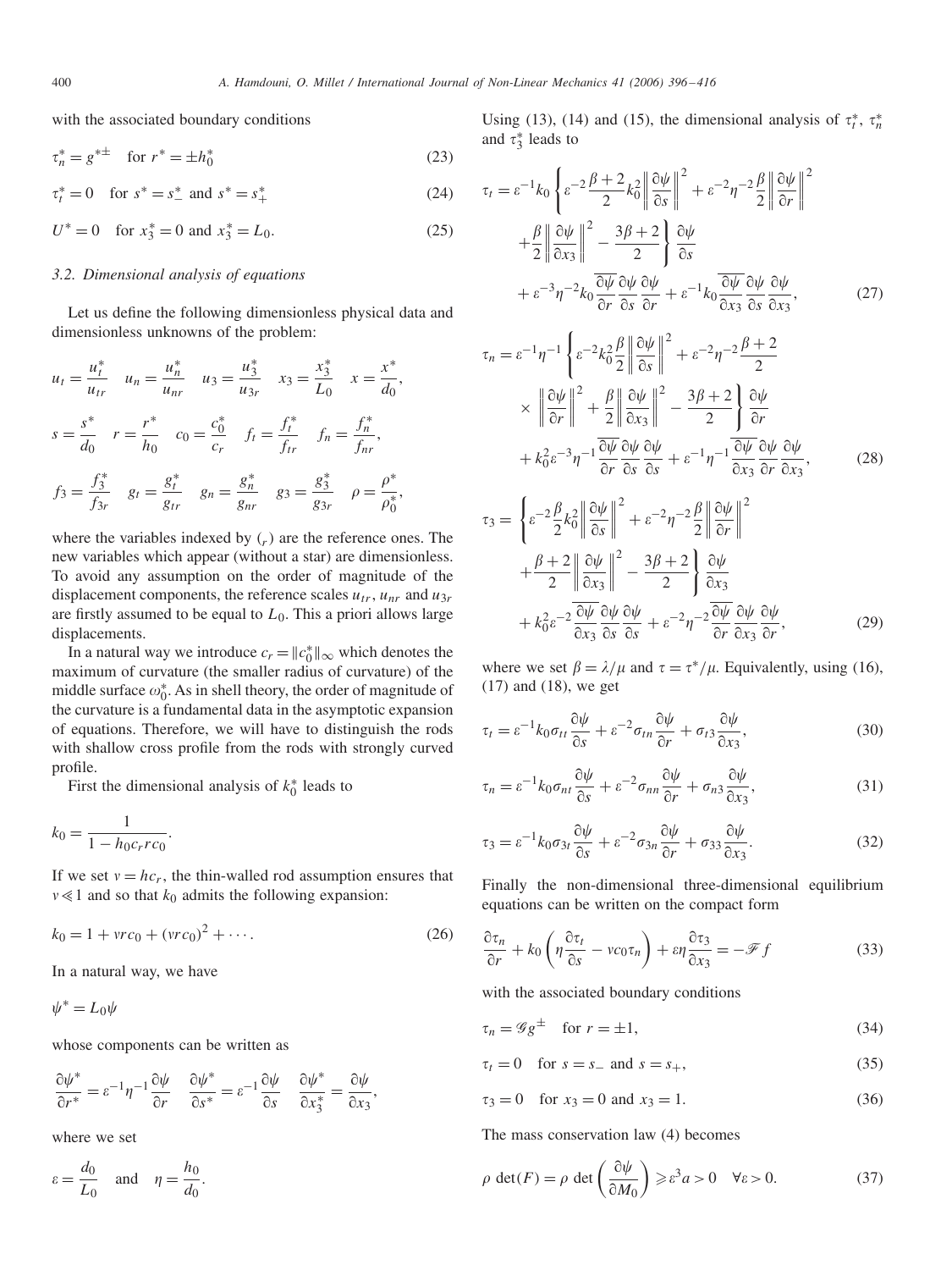with the associated boundary conditions

$$\tau_n^* = g^{*\pm} \quad \text{for } r^* = \pm h_0^* \tag{23}$$

$$\tau_t^* = 0 \quad \text{for } s^* = s_-^* \text{ and } s^* = s_+^* \tag{24}$$

$$U^* = 0 \quad \text{for } x_3^* = 0 \text{ and } x_3^* = L_0. \tag{25}$$

### 3.2. Dimensional analysis of equations

Let us define the following dimensionless physical data and dimensionless unknowns of the problem:

$$u_t = \frac{u_t^*}{u_{tr}} \quad u_n = \frac{u_n^*}{u_{nr}} \quad u_3 = \frac{u_3^*}{u_{3r}} \quad x_3 = \frac{x_3^*}{L_0} \quad x = \frac{x^*}{d_0},$$

$$s = \frac{s^*}{d_0} \quad r = \frac{r^*}{h_0} \quad c_0 = \frac{c_0^*}{c_r} \quad f_t = \frac{f_t^*}{f_{tr}} \quad f_n = \frac{f_n^*}{f_{nr}},$$

$$f_3 = \frac{f_3^*}{f_{3r}} \quad g_t = \frac{g_t^*}{g_{tr}} \quad g_n = \frac{g_n^*}{g_{nr}} \quad g_3 = \frac{g_3^*}{g_{3r}} \quad \rho = \frac{\rho^*}{\rho_0^*},$$

where the variables indexed by $(_r)$ are the reference ones. The new variables which appear (without a star) are dimensionless. To avoid any assumption on the order of magnitude of the displacement components, the reference scales $u_{tr}$, $u_{nr}$ and $u_{3r}$ are firstly assumed to be equal to $L_0$. This a priori allows large displacements.

In a natural way we introduce $c_r = \|c_0^*\|_\infty$ which denotes the maximum of curvature (the smaller radius of curvature) of the middle surface $\omega_0^*$. As in shell theory, the order of magnitude of the curvature is a fundamental data in the asymptotic expansion of equations. Therefore, we will have to distinguish the rods with shallow cross profile from the rods with strongly curved profile.

First the dimensional analysis of $k_0^*$ leads to

$$k_0 = \frac{1}{1 - h_0 c_r r c_0}.$$

If we set $v = hc_r$, the thin-walled rod assumption ensures that $v \ll 1$ and so that $k_0$ admits the following expansion:

$$k_0 = 1 + vrc_0 + (vrc_0)^2 + \cdots. \tag{26}$$

In a natural way, we have

$$\psi^* = L_0 \psi$$

whose components can be written as

$$\frac{\partial \psi^*}{\partial r^*} = \varepsilon^{-1}\eta^{-1}\frac{\partial \psi}{\partial r} \quad \frac{\partial \psi^*}{\partial s^*} = \varepsilon^{-1}\frac{\partial \psi}{\partial s} \quad \frac{\partial \psi^*}{\partial x_3^*} = \frac{\partial \psi}{\partial x_3},$$

where we set

$$\varepsilon = \frac{d_0}{L_0} \quad \text{and} \quad \eta = \frac{h_0}{d_0}.$$

Using (13), (14) and (15), the dimensional analysis of $\tau_t^*$, $\tau_n^*$ and $\tau_3^*$ leads to

$$\begin{aligned}
\tau_t = \varepsilon^{-1}k_0 \Bigg\{ & \varepsilon^{-2}\frac{\beta+2}{2}k_0^2 \left\|\frac{\partial \psi}{\partial s}\right\|^2 + \varepsilon^{-2}\eta^{-2}\frac{\beta}{2}\left\|\frac{\partial \psi}{\partial r}\right\|^2 \\
& + \frac{\beta}{2}\left\|\frac{\partial \psi}{\partial x_3}\right\|^2 - \frac{3\beta+2}{2}\Bigg\}\frac{\partial \psi}{\partial s} \\
& + \varepsilon^{-3}\eta^{-2}k_0 \overline{\frac{\partial \psi}{\partial r}}\frac{\partial \psi}{\partial s}\frac{\partial \psi}{\partial r} + \varepsilon^{-1}k_0\overline{\frac{\partial \psi}{\partial x_3}}\frac{\partial \psi}{\partial s}\frac{\partial \psi}{\partial x_3},
\end{aligned} \tag{27}$$

$$\begin{aligned}
\tau_n = \varepsilon^{-1}\eta^{-1} \Bigg\{ & \varepsilon^{-2}k_0^2\frac{\beta}{2}\left\|\frac{\partial \psi}{\partial s}\right\|^2 + \varepsilon^{-2}\eta^{-2}\frac{\beta+2}{2} \\
& \times \left\|\frac{\partial \psi}{\partial r}\right\|^2 + \frac{\beta}{2}\left\|\frac{\partial \psi}{\partial x_3}\right\|^2 - \frac{3\beta+2}{2}\Bigg\}\frac{\partial \psi}{\partial r} \\
& + k_0^2\varepsilon^{-3}\eta^{-1}\overline{\frac{\partial \psi}{\partial r}}\frac{\partial \psi}{\partial s}\frac{\partial \psi}{\partial s} + \varepsilon^{-1}\eta^{-1}\overline{\frac{\partial \psi}{\partial x_3}}\frac{\partial \psi}{\partial r}\frac{\partial \psi}{\partial x_3},
\end{aligned} \tag{28}$$

$$\begin{aligned}
\tau_3 = \Bigg\{ & \varepsilon^{-2}\frac{\beta}{2}k_0^2\left\|\frac{\partial \psi}{\partial s}\right\|^2 + \varepsilon^{-2}\eta^{-2}\frac{\beta}{2}\left\|\frac{\partial \psi}{\partial r}\right\|^2 \\
& + \frac{\beta+2}{2}\left\|\frac{\partial \psi}{\partial x_3}\right\|^2 - \frac{3\beta+2}{2}\Bigg\}\frac{\partial \psi}{\partial x_3} \\
& + k_0^2\varepsilon^{-2}\overline{\frac{\partial \psi}{\partial x_3}}\frac{\partial \psi}{\partial s}\frac{\partial \psi}{\partial s} + \varepsilon^{-2}\eta^{-2}\overline{\frac{\partial \psi}{\partial r}}\frac{\partial \psi}{\partial x_3}\frac{\partial \psi}{\partial r},
\end{aligned} \tag{29}$$

where we set $\beta = \lambda/\mu$ and $\tau = \tau^*/\mu$. Equivalently, using (16), (17) and (18), we get

$$\tau_t = \varepsilon^{-1}k_0\sigma_{tt}\frac{\partial \psi}{\partial s} + \varepsilon^{-2}\sigma_{tn}\frac{\partial \psi}{\partial r} + \sigma_{t3}\frac{\partial \psi}{\partial x_3}, \tag{30}$$

$$\tau_n = \varepsilon^{-1}k_0\sigma_{nt}\frac{\partial \psi}{\partial s} + \varepsilon^{-2}\sigma_{nn}\frac{\partial \psi}{\partial r} + \sigma_{n3}\frac{\partial \psi}{\partial x_3}, \tag{31}$$

$$\tau_3 = \varepsilon^{-1}k_0\sigma_{3t}\frac{\partial \psi}{\partial s} + \varepsilon^{-2}\sigma_{3n}\frac{\partial \psi}{\partial r} + \sigma_{33}\frac{\partial \psi}{\partial x_3}. \tag{32}$$

Finally the non-dimensional three-dimensional equilibrium equations can be written on the compact form

$$\frac{\partial \tau_n}{\partial r} + k_0\left(\eta\frac{\partial \tau_t}{\partial s} - vc_0\tau_n\right) + \varepsilon\eta\frac{\partial \tau_3}{\partial x_3} = -\mathscr{F}f \tag{33}$$

with the associated boundary conditions

$$\tau_n = \mathscr{G}g^{\pm} \quad \text{for } r = \pm 1, \tag{34}$$

$$\tau_t = 0 \quad \text{for } s = s_- \text{ and } s = s_+, \tag{35}$$

$$\tau_3 = 0 \quad \text{for } x_3 = 0 \text{ and } x_3 = 1. \tag{36}$$

The mass conservation law (4) becomes

$$\rho\,\det(F) = \rho\,\det\left(\frac{\partial \psi}{\partial M_0}\right) \geqslant \varepsilon^3 a > 0 \quad \forall \varepsilon > 0. \tag{37}$$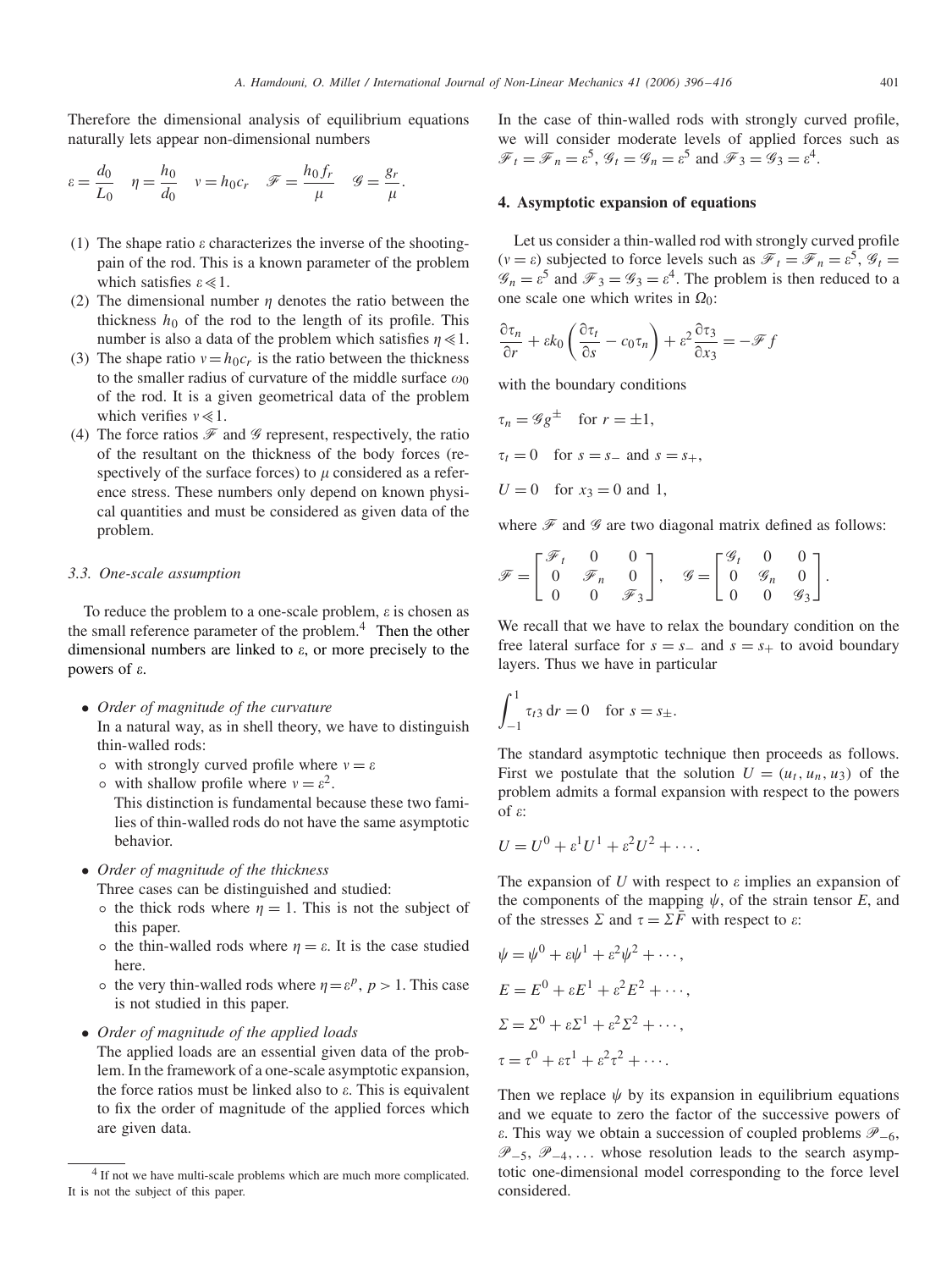Therefore the dimensional analysis of equilibrium equations naturally lets appear non-dimensional numbers

$$\varepsilon = \frac{d_0}{L_0} \quad \eta = \frac{h_0}{d_0} \quad v = h_0 c_r \quad \mathscr{F} = \frac{h_0 f_r}{\mu} \quad \mathscr{G} = \frac{g_r}{\mu}.$$

(1) The shape ratio $\varepsilon$ characterizes the inverse of the shooting-pain of the rod. This is a known parameter of the problem which satisfies $\varepsilon \ll 1$.
(2) The dimensional number $\eta$ denotes the ratio between the thickness $h_0$ of the rod to the length of its profile. This number is also a data of the problem which satisfies $\eta \ll 1$.
(3) The shape ratio $v = h_0 c_r$ is the ratio between the thickness to the smaller radius of curvature of the middle surface $\omega_0$ of the rod. It is a given geometrical data of the problem which verifies $v \ll 1$.
(4) The force ratios $\mathscr{F}$ and $\mathscr{G}$ represent, respectively, the ratio of the resultant on the thickness of the body forces (respectively of the surface forces) to $\mu$ considered as a reference stress. These numbers only depend on known physical quantities and must be considered as given data of the problem.

### 3.3. One-scale assumption

To reduce the problem to a one-scale problem, $\varepsilon$ is chosen as the small reference parameter of the problem.[4] Then the other dimensional numbers are linked to $\varepsilon$, or more precisely to the powers of $\varepsilon$.

- *Order of magnitude of the curvature*
  In a natural way, as in shell theory, we have to distinguish thin-walled rods:
  - with strongly curved profile where $v = \varepsilon$
  - with shallow profile where $v = \varepsilon^2$.

  This distinction is fundamental because these two families of thin-walled rods do not have the same asymptotic behavior.
- *Order of magnitude of the thickness*
  Three cases can be distinguished and studied:
  - the thick rods where $\eta = 1$. This is not the subject of this paper.
  - the thin-walled rods where $\eta = \varepsilon$. It is the case studied here.
  - the very thin-walled rods where $\eta = \varepsilon^p$, $p > 1$. This case is not studied in this paper.
- *Order of magnitude of the applied loads*
  The applied loads are an essential given data of the problem. In the framework of a one-scale asymptotic expansion, the force ratios must be linked also to $\varepsilon$. This is equivalent to fix the order of magnitude of the applied forces which are given data.

In the case of thin-walled rods with strongly curved profile, we will consider moderate levels of applied forces such as $\mathscr{F}_t = \mathscr{F}_n = \varepsilon^5$, $\mathscr{G}_t = \mathscr{G}_n = \varepsilon^5$ and $\mathscr{F}_3 = \mathscr{G}_3 = \varepsilon^4$.

## 4. Asymptotic expansion of equations

Let us consider a thin-walled rod with strongly curved profile ($v = \varepsilon$) subjected to force levels such as $\mathscr{F}_t = \mathscr{F}_n = \varepsilon^5$, $\mathscr{G}_t = \mathscr{G}_n = \varepsilon^5$ and $\mathscr{F}_3 = \mathscr{G}_3 = \varepsilon^4$. The problem is then reduced to a one scale one which writes in $\Omega_0$:

$$\frac{\partial \tau_n}{\partial r} + \varepsilon k_0 \left( \frac{\partial \tau_t}{\partial s} - c_0 \tau_n \right) + \varepsilon^2 \frac{\partial \tau_3}{\partial x_3} = -\mathscr{F} f$$

with the boundary conditions

$$\tau_n = \mathscr{G} g^{\pm} \quad \text{for } r = \pm 1,$$

$$\tau_t = 0 \quad \text{for } s = s_- \text{ and } s = s_+,$$

$$U = 0 \quad \text{for } x_3 = 0 \text{ and } 1,$$

where $\mathscr{F}$ and $\mathscr{G}$ are two diagonal matrix defined as follows:

$$\mathscr{F} = \begin{bmatrix} \mathscr{F}_t & 0 & 0 \\ 0 & \mathscr{F}_n & 0 \\ 0 & 0 & \mathscr{F}_3 \end{bmatrix}, \quad \mathscr{G} = \begin{bmatrix} \mathscr{G}_t & 0 & 0 \\ 0 & \mathscr{G}_n & 0 \\ 0 & 0 & \mathscr{G}_3 \end{bmatrix}.$$

We recall that we have to relax the boundary condition on the free lateral surface for $s = s_-$ and $s = s_+$ to avoid boundary layers. Thus we have in particular

$$\int_{-1}^{1} \tau_{t3} \, \mathrm{d}r = 0 \quad \text{for } s = s_{\pm}.$$

The standard asymptotic technique then proceeds as follows. First we postulate that the solution $U = (u_t, u_n, u_3)$ of the problem admits a formal expansion with respect to the powers of $\varepsilon$:

$$U = U^0 + \varepsilon^1 U^1 + \varepsilon^2 U^2 + \cdots.$$

The expansion of $U$ with respect to $\varepsilon$ implies an expansion of the components of the mapping $\psi$, of the strain tensor $E$, and of the stresses $\Sigma$ and $\tau = \Sigma \bar{F}$ with respect to $\varepsilon$:

$$\psi = \psi^0 + \varepsilon \psi^1 + \varepsilon^2 \psi^2 + \cdots,$$

$$E = E^0 + \varepsilon E^1 + \varepsilon^2 E^2 + \cdots,$$

$$\Sigma = \Sigma^0 + \varepsilon \Sigma^1 + \varepsilon^2 \Sigma^2 + \cdots,$$

$$\tau = \tau^0 + \varepsilon \tau^1 + \varepsilon^2 \tau^2 + \cdots.$$

Then we replace $\psi$ by its expansion in equilibrium equations and we equate to zero the factor of the successive powers of $\varepsilon$. This way we obtain a succession of coupled problems $\mathscr{P}_{-6}$, $\mathscr{P}_{-5}$, $\mathscr{P}_{-4}, \ldots$ whose resolution leads to the search asymptotic one-dimensional model corresponding to the force level considered.

[4] If not we have multi-scale problems which are much more complicated. It is not the subject of this paper.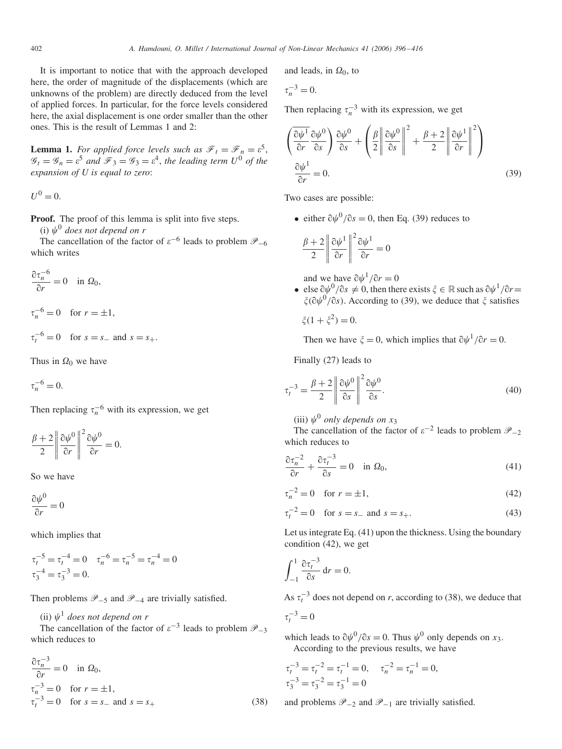It is important to notice that with the approach developed here, the order of magnitude of the displacements (which are unknowns of the problem) are directly deduced from the level of applied forces. In particular, for the force levels considered here, the axial displacement is one order smaller than the other ones. This is the result of Lemmas 1 and 2:

**Lemma 1.** *For applied force levels such as* $\mathscr{F}_t = \mathscr{F}_n = \varepsilon^5$, $\mathscr{G}_t = \mathscr{G}_n = \varepsilon^5$ *and* $\mathscr{F}_3 = \mathscr{G}_3 = \varepsilon^4$, *the leading term* $U^0$ *of the expansion of* $U$ *is equal to zero*:

$$U^0 = 0.$$

**Proof.** The proof of this lemma is split into five steps.

(i) $\psi^0$ *does not depend on* $r$

The cancellation of the factor of $\varepsilon^{-6}$ leads to problem $\mathscr{P}_{-6}$ which writes

$$\frac{\partial \tau_n^{-6}}{\partial r} = 0 \quad \text{in } \Omega_0,$$

$$\tau_n^{-6} = 0 \quad \text{for } r = \pm 1,$$

$$\tau_t^{-6} = 0 \quad \text{for } s = s_- \text{ and } s = s_+.$$

Thus in $\Omega_0$ we have

$$\tau_n^{-6} = 0.$$

Then replacing $\tau_n^{-6}$ with its expression, we get

$$\frac{\beta + 2}{2} \left\| \frac{\partial \psi^0}{\partial r} \right\|^2 \frac{\partial \psi^0}{\partial r} = 0.$$

So we have

$$\frac{\partial \psi^0}{\partial r} = 0$$

which implies that

$$\tau_t^{-5} = \tau_t^{-4} = 0 \quad \tau_n^{-6} = \tau_n^{-5} = \tau_n^{-4} = 0$$
$$\tau_3^{-4} = \tau_3^{-3} = 0.$$

Then problems $\mathscr{P}_{-5}$ and $\mathscr{P}_{-4}$ are trivially satisfied.

(ii) $\psi^1$ *does not depend on* $r$

The cancellation of the factor of $\varepsilon^{-3}$ leads to problem $\mathscr{P}_{-3}$ which reduces to

$$\frac{\partial \tau_n^{-3}}{\partial r} = 0 \quad \text{in } \Omega_0,$$
$$\tau_n^{-3} = 0 \quad \text{for } r = \pm 1,$$
$$\tau_t^{-3} = 0 \quad \text{for } s = s_- \text{ and } s = s_+ \tag{38}$$

and leads, in $\Omega_0$, to

$$\tau_n^{-3} = 0.$$

Then replacing $\tau_n^{-3}$ with its expression, we get

$$\left( \overline{\frac{\partial \psi^1}{\partial r} \frac{\partial \psi^0}{\partial s}} \right) \frac{\partial \psi^0}{\partial s} + \left( \frac{\beta}{2} \left\| \frac{\partial \psi^0}{\partial s} \right\|^2 + \frac{\beta + 2}{2} \left\| \frac{\partial \psi^1}{\partial r} \right\|^2 \right) \frac{\partial \psi^1}{\partial r} = 0. \tag{39}$$

Two cases are possible:

- either $\partial \psi^0 / \partial s = 0$, then Eq. (39) reduces to

  $$\frac{\beta + 2}{2} \left\| \frac{\partial \psi^1}{\partial r} \right\|^2 \frac{\partial \psi^1}{\partial r} = 0$$

  and we have $\partial \psi^1 / \partial r = 0$
- else $\partial \psi^0 / \partial s \neq 0$, then there exists $\xi \in \mathbb{R}$ such as $\partial \psi^1 / \partial r = \xi (\partial \psi^0 / \partial s)$. According to (39), we deduce that $\xi$ satisfies

  $$\xi (1 + \xi^2) = 0.$$

  Then we have $\xi = 0$, which implies that $\partial \psi^1 / \partial r = 0$.

Finally (27) leads to

$$\tau_t^{-3} = \frac{\beta + 2}{2} \left\| \frac{\partial \psi^0}{\partial s} \right\|^2 \frac{\partial \psi^0}{\partial s}. \tag{40}$$

(iii) $\psi^0$ *only depends on* $x_3$

The cancellation of the factor of $\varepsilon^{-2}$ leads to problem $\mathscr{P}_{-2}$ which reduces to

$$\frac{\partial \tau_n^{-2}}{\partial r} + \frac{\partial \tau_t^{-3}}{\partial s} = 0 \quad \text{in } \Omega_0, \tag{41}$$

$$\tau_n^{-2} = 0 \quad \text{for } r = \pm 1, \tag{42}$$

$$\tau_t^{-2} = 0 \quad \text{for } s = s_- \text{ and } s = s_+. \tag{43}$$

Let us integrate Eq. (41) upon the thickness. Using the boundary condition (42), we get

$$\int_{-1}^{1} \frac{\partial \tau_t^{-3}}{\partial s} \, \mathrm{d}r = 0.$$

As $\tau_t^{-3}$ does not depend on $r$, according to (38), we deduce that

$$\tau_t^{-3} = 0$$

which leads to $\partial \psi^0 / \partial s = 0$. Thus $\psi^0$ only depends on $x_3$.

According to the previous results, we have

$$\tau_t^{-3} = \tau_t^{-2} = \tau_t^{-1} = 0, \quad \tau_n^{-2} = \tau_n^{-1} = 0,$$
$$\tau_3^{-3} = \tau_3^{-2} = \tau_3^{-1} = 0$$

and problems $\mathscr{P}_{-2}$ and $\mathscr{P}_{-1}$ are trivially satisfied.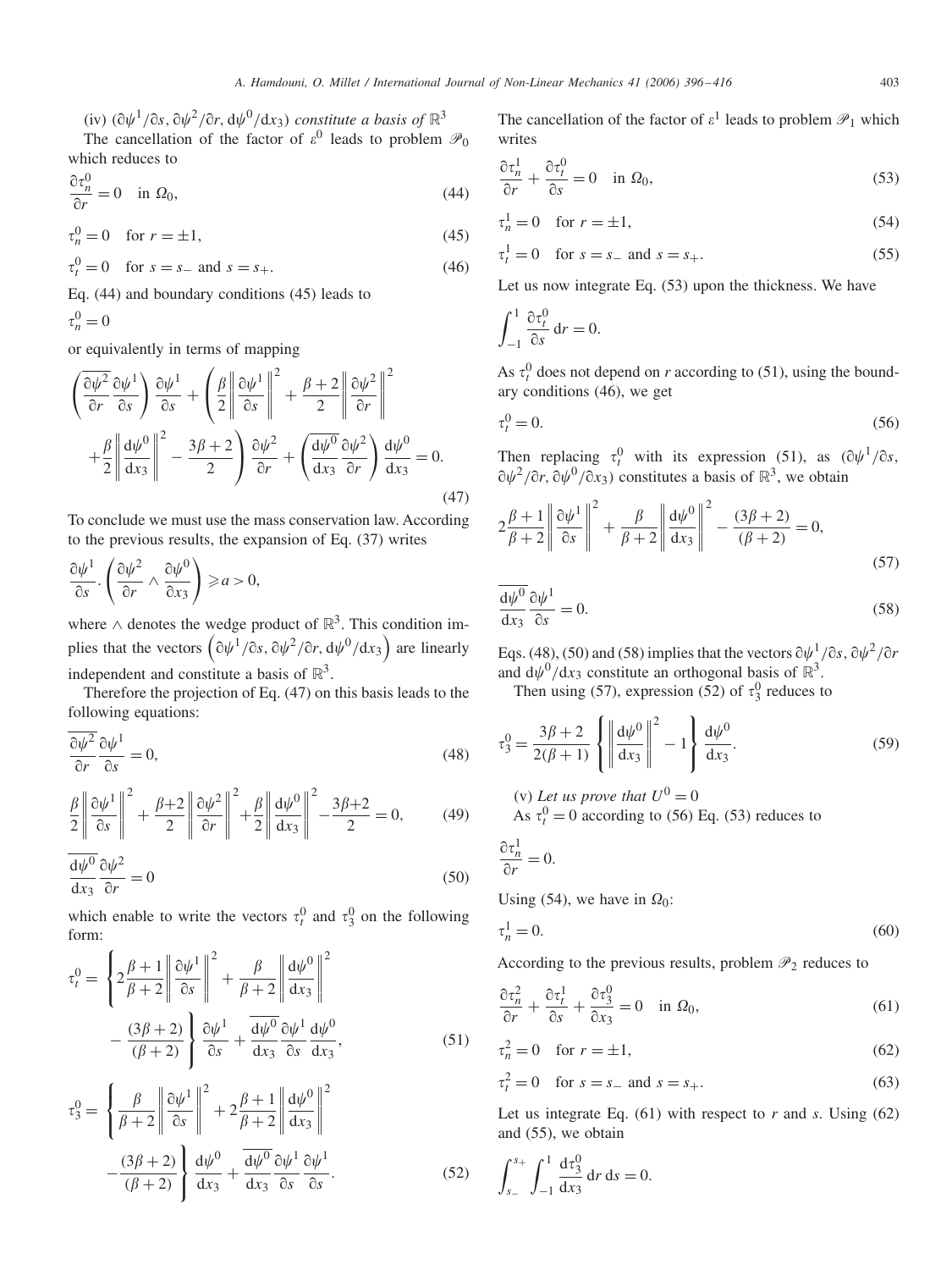(iv) $(\partial\psi^1/\partial s, \partial\psi^2/\partial r, \mathrm{d}\psi^0/\mathrm{d}x_3)$ *constitute a basis of* $\mathbb{R}^3$

The cancellation of the factor of $\varepsilon^0$ leads to problem $\mathscr{P}_0$ which reduces to

$$\frac{\partial \tau_n^0}{\partial r} = 0 \quad \text{in } \Omega_0, \tag{44}$$

$$\tau_n^0 = 0 \quad \text{for } r = \pm 1, \tag{45}$$

$$\tau_t^0 = 0 \quad \text{for } s = s_- \text{ and } s = s_+. \tag{46}$$

Eq. (44) and boundary conditions (45) leads to

$$\tau_n^0 = 0$$

or equivalently in terms of mapping

$$\left(\overline{\frac{\partial\psi^2}{\partial r}}\frac{\partial\psi^1}{\partial s}\right)\frac{\partial\psi^1}{\partial s} + \left(\frac{\beta}{2}\left\|\frac{\partial\psi^1}{\partial s}\right\|^2 + \frac{\beta+2}{2}\left\|\frac{\partial\psi^2}{\partial r}\right\|^2 + \frac{\beta}{2}\left\|\frac{\mathrm{d}\psi^0}{\mathrm{d}x_3}\right\|^2 - \frac{3\beta+2}{2}\right)\frac{\partial\psi^2}{\partial r} + \left(\overline{\frac{\mathrm{d}\psi^0}{\mathrm{d}x_3}}\frac{\partial\psi^2}{\partial r}\right)\frac{\mathrm{d}\psi^0}{\mathrm{d}x_3} = 0. \tag{47}$$

To conclude we must use the mass conservation law. According to the previous results, the expansion of Eq. (37) writes

$$\frac{\partial\psi^1}{\partial s}.\left(\frac{\partial\psi^2}{\partial r}\wedge\frac{\partial\psi^0}{\partial x_3}\right) \geqslant a > 0,$$

where $\wedge$ denotes the wedge product of $\mathbb{R}^3$. This condition implies that the vectors $\left(\partial\psi^1/\partial s, \partial\psi^2/\partial r, \mathrm{d}\psi^0/\mathrm{d}x_3\right)$ are linearly independent and constitute a basis of $\mathbb{R}^3$.

Therefore the projection of Eq. (47) on this basis leads to the following equations:

$$\overline{\frac{\partial\psi^2}{\partial r}}\frac{\partial\psi^1}{\partial s} = 0, \tag{48}$$

$$\frac{\beta}{2}\left\|\frac{\partial\psi^1}{\partial s}\right\|^2 + \frac{\beta+2}{2}\left\|\frac{\partial\psi^2}{\partial r}\right\|^2 + \frac{\beta}{2}\left\|\frac{\mathrm{d}\psi^0}{\mathrm{d}x_3}\right\|^2 - \frac{3\beta+2}{2} = 0, \tag{49}$$

$$\overline{\frac{\mathrm{d}\psi^0}{\mathrm{d}x_3}}\frac{\partial\psi^2}{\partial r} = 0 \tag{50}$$

which enable to write the vectors $\tau_t^0$ and $\tau_3^0$ on the following form:

$$\tau_t^0 = \left\{2\frac{\beta+1}{\beta+2}\left\|\frac{\partial\psi^1}{\partial s}\right\|^2 + \frac{\beta}{\beta+2}\left\|\frac{\mathrm{d}\psi^0}{\mathrm{d}x_3}\right\|^2 - \frac{(3\beta+2)}{(\beta+2)}\right\}\frac{\partial\psi^1}{\partial s} + \overline{\frac{\mathrm{d}\psi^0}{\mathrm{d}x_3}}\frac{\partial\psi^1}{\partial s}\frac{\mathrm{d}\psi^0}{\mathrm{d}x_3}, \tag{51}$$

$$\tau_3^0 = \left\{\frac{\beta}{\beta+2}\left\|\frac{\partial\psi^1}{\partial s}\right\|^2 + 2\frac{\beta+1}{\beta+2}\left\|\frac{\mathrm{d}\psi^0}{\mathrm{d}x_3}\right\|^2 - \frac{(3\beta+2)}{(\beta+2)}\right\}\frac{\mathrm{d}\psi^0}{\mathrm{d}x_3} + \overline{\frac{\mathrm{d}\psi^0}{\mathrm{d}x_3}}\frac{\partial\psi^1}{\partial s}\frac{\partial\psi^1}{\partial s}. \tag{52}$$

The cancellation of the factor of $\varepsilon^1$ leads to problem $\mathscr{P}_1$ which writes

$$\frac{\partial \tau_n^1}{\partial r} + \frac{\partial \tau_t^0}{\partial s} = 0 \quad \text{in } \Omega_0, \tag{53}$$

$$\tau_n^1 = 0 \quad \text{for } r = \pm 1, \tag{54}$$

$$\tau_t^1 = 0 \quad \text{for } s = s_- \text{ and } s = s_+. \tag{55}$$

Let us now integrate Eq. (53) upon the thickness. We have

$$\int_{-1}^{1} \frac{\partial \tau_t^0}{\partial s}\,\mathrm{d}r = 0.$$

As $\tau_t^0$ does not depend on $r$ according to (51), using the boundary conditions (46), we get

$$\tau_t^0 = 0. \tag{56}$$

Then replacing $\tau_t^0$ with its expression (51), as $(\partial\psi^1/\partial s, \partial\psi^2/\partial r, \partial\psi^0/\partial x_3)$ constitutes a basis of $\mathbb{R}^3$, we obtain

$$2\frac{\beta+1}{\beta+2}\left\|\frac{\partial\psi^1}{\partial s}\right\|^2 + \frac{\beta}{\beta+2}\left\|\frac{\mathrm{d}\psi^0}{\mathrm{d}x_3}\right\|^2 - \frac{(3\beta+2)}{(\beta+2)} = 0, \tag{57}$$

$$\overline{\frac{\mathrm{d}\psi^0}{\mathrm{d}x_3}}\frac{\partial\psi^1}{\partial s} = 0. \tag{58}$$

Eqs. (48), (50) and (58) implies that the vectors $\partial\psi^1/\partial s$, $\partial\psi^2/\partial r$ and $\mathrm{d}\psi^0/\mathrm{d}x_3$ constitute an orthogonal basis of $\mathbb{R}^3$.

Then using (57), expression (52) of $\tau_3^0$ reduces to

$$\tau_3^0 = \frac{3\beta+2}{2(\beta+1)}\left\{\left\|\frac{\mathrm{d}\psi^0}{\mathrm{d}x_3}\right\|^2 - 1\right\}\frac{\mathrm{d}\psi^0}{\mathrm{d}x_3}. \tag{59}$$

(v) *Let us prove that* $U^0 = 0$

As $\tau_t^0 = 0$ according to (56) Eq. (53) reduces to

$$\frac{\partial \tau_n^1}{\partial r} = 0.$$

Using (54), we have in $\Omega_0$:

$$\tau_n^1 = 0. \tag{60}$$

According to the previous results, problem $\mathscr{P}_2$ reduces to

$$\frac{\partial \tau_n^2}{\partial r} + \frac{\partial \tau_t^1}{\partial s} + \frac{\partial \tau_3^0}{\partial x_3} = 0 \quad \text{in } \Omega_0, \tag{61}$$

$$\tau_n^2 = 0 \quad \text{for } r = \pm 1, \tag{62}$$

$$\tau_t^2 = 0 \quad \text{for } s = s_- \text{ and } s = s_+. \tag{63}$$

Let us integrate Eq. (61) with respect to $r$ and $s$. Using (62) and (55), we obtain

$$\int_{s_-}^{s_+}\int_{-1}^{1} \frac{\mathrm{d}\tau_3^0}{\mathrm{d}x_3}\,\mathrm{d}r\,\mathrm{d}s = 0.$$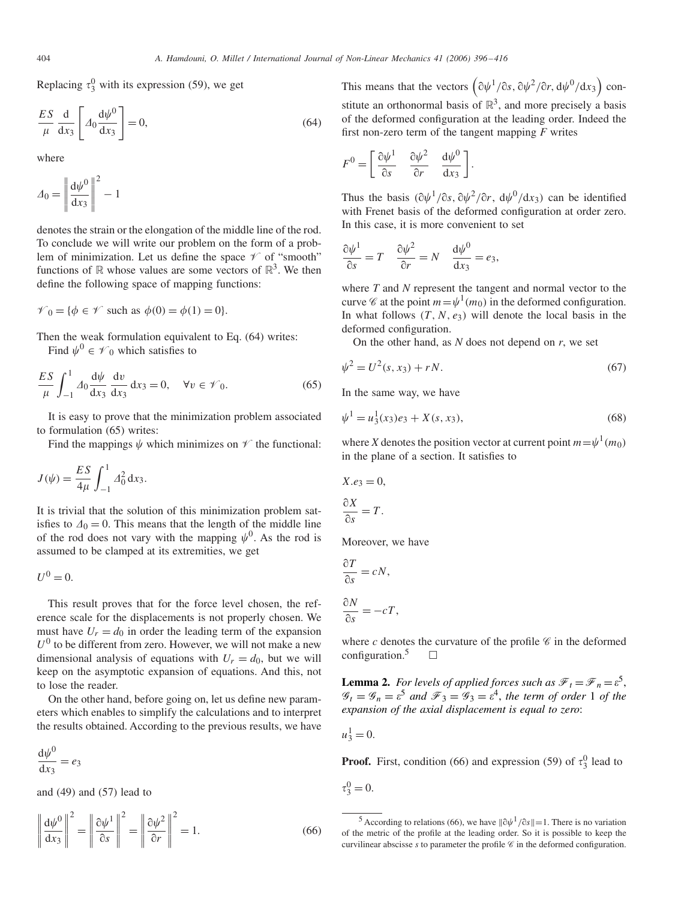Replacing $\tau_3^0$ with its expression (59), we get

$$\frac{ES}{\mu}\frac{\mathrm{d}}{\mathrm{d}x_3}\left[\Delta_0\frac{\mathrm{d}\psi^0}{\mathrm{d}x_3}\right]=0, \tag{64}$$

where

$$\Delta_0=\left\|\frac{\mathrm{d}\psi^0}{\mathrm{d}x_3}\right\|^2-1$$

denotes the strain or the elongation of the middle line of the rod. To conclude we will write our problem on the form of a problem of minimization. Let us define the space $\mathscr{V}$ of "smooth" functions of $\mathbb{R}$ whose values are some vectors of $\mathbb{R}^3$. We then define the following space of mapping functions:

$$\mathscr{V}_0=\{\phi\in\mathscr{V} \text{ such as } \phi(0)=\phi(1)=0\}.$$

Then the weak formulation equivalent to Eq. (64) writes:

Find $\psi^0\in\mathscr{V}_0$ which satisfies to

$$\frac{ES}{\mu}\int_{-1}^{1}\Delta_0\frac{\mathrm{d}\psi}{\mathrm{d}x_3}\frac{\mathrm{d}v}{\mathrm{d}x_3}\,\mathrm{d}x_3=0,\quad \forall v\in\mathscr{V}_0. \tag{65}$$

It is easy to prove that the minimization problem associated to formulation (65) writes:

Find the mappings $\psi$ which minimizes on $\mathscr{V}$ the functional:

$$J(\psi)=\frac{ES}{4\mu}\int_{-1}^{1}\Delta_0^2\,\mathrm{d}x_3.$$

It is trivial that the solution of this minimization problem satisfies to $\Delta_0=0$. This means that the length of the middle line of the rod does not vary with the mapping $\psi^0$. As the rod is assumed to be clamped at its extremities, we get

$$U^0=0.$$

This result proves that for the force level chosen, the reference scale for the displacements is not properly chosen. We must have $U_r=d_0$ in order the leading term of the expansion $U^0$ to be different from zero. However, we will not make a new dimensional analysis of equations with $U_r=d_0$, but we will keep on the asymptotic expansion of equations. And this, not to lose the reader.

On the other hand, before going on, let us define new parameters which enables to simplify the calculations and to interpret the results obtained. According to the previous results, we have

$$\frac{\mathrm{d}\psi^0}{\mathrm{d}x_3}=e_3$$

and (49) and (57) lead to

$$\left\|\frac{\mathrm{d}\psi^0}{\mathrm{d}x_3}\right\|^2=\left\|\frac{\partial\psi^1}{\partial s}\right\|^2=\left\|\frac{\partial\psi^2}{\partial r}\right\|^2=1. \tag{66}$$

This means that the vectors $\left(\partial\psi^1/\partial s,\partial\psi^2/\partial r,\mathrm{d}\psi^0/\mathrm{d}x_3\right)$ constitute an orthonormal basis of $\mathbb{R}^3$, and more precisely a basis of the deformed configuration at the leading order. Indeed the first non-zero term of the tangent mapping $F$ writes

$$F^0=\left[\begin{array}{ccc}\dfrac{\partial\psi^1}{\partial s} & \dfrac{\partial\psi^2}{\partial r} & \dfrac{\mathrm{d}\psi^0}{\mathrm{d}x_3}\end{array}\right].$$

Thus the basis $(\partial\psi^1/\partial s,\partial\psi^2/\partial r,\,\mathrm{d}\psi^0/\mathrm{d}x_3)$ can be identified with Frenet basis of the deformed configuration at order zero. In this case, it is more convenient to set

$$\frac{\partial\psi^1}{\partial s}=T\quad \frac{\partial\psi^2}{\partial r}=N\quad \frac{\mathrm{d}\psi^0}{\mathrm{d}x_3}=e_3,$$

where $T$ and $N$ represent the tangent and normal vector to the curve $\mathscr{C}$ at the point $m=\psi^1(m_0)$ in the deformed configuration. In what follows $(T,N,e_3)$ will denote the local basis in the deformed configuration.

On the other hand, as $N$ does not depend on $r$, we set

$$\psi^2=U^2(s,x_3)+rN. \tag{67}$$

In the same way, we have

$$\psi^1=u_3^1(x_3)e_3+X(s,x_3), \tag{68}$$

where $X$ denotes the position vector at current point $m=\psi^1(m_0)$ in the plane of a section. It satisfies to

$$X.e_3=0,$$

$$\frac{\partial X}{\partial s}=T.$$

Moreover, we have

$$\frac{\partial T}{\partial s}=cN,$$

$$\frac{\partial N}{\partial s}=-cT,$$

where $c$ denotes the curvature of the profile $\mathscr{C}$ in the deformed configuration.[5] $\square$

**Lemma 2.** *For levels of applied forces such as $\mathscr{F}_t=\mathscr{F}_n=\varepsilon^5$, $\mathscr{G}_t=\mathscr{G}_n=\varepsilon^5$ and $\mathscr{F}_3=\mathscr{G}_3=\varepsilon^4$, the term of order* 1 *of the expansion of the axial displacement is equal to zero*:

$$u_3^1=0.$$

**Proof.** First, condition (66) and expression (59) of $\tau_3^0$ lead to

$$\tau_3^0=0.$$

[5] According to relations (66), we have $\|\partial\psi^1/\partial s\|=1$. There is no variation of the metric of the profile at the leading order. So it is possible to keep the curvilinear abscisse $s$ to parameter the profile $\mathscr{C}$ in the deformed configuration.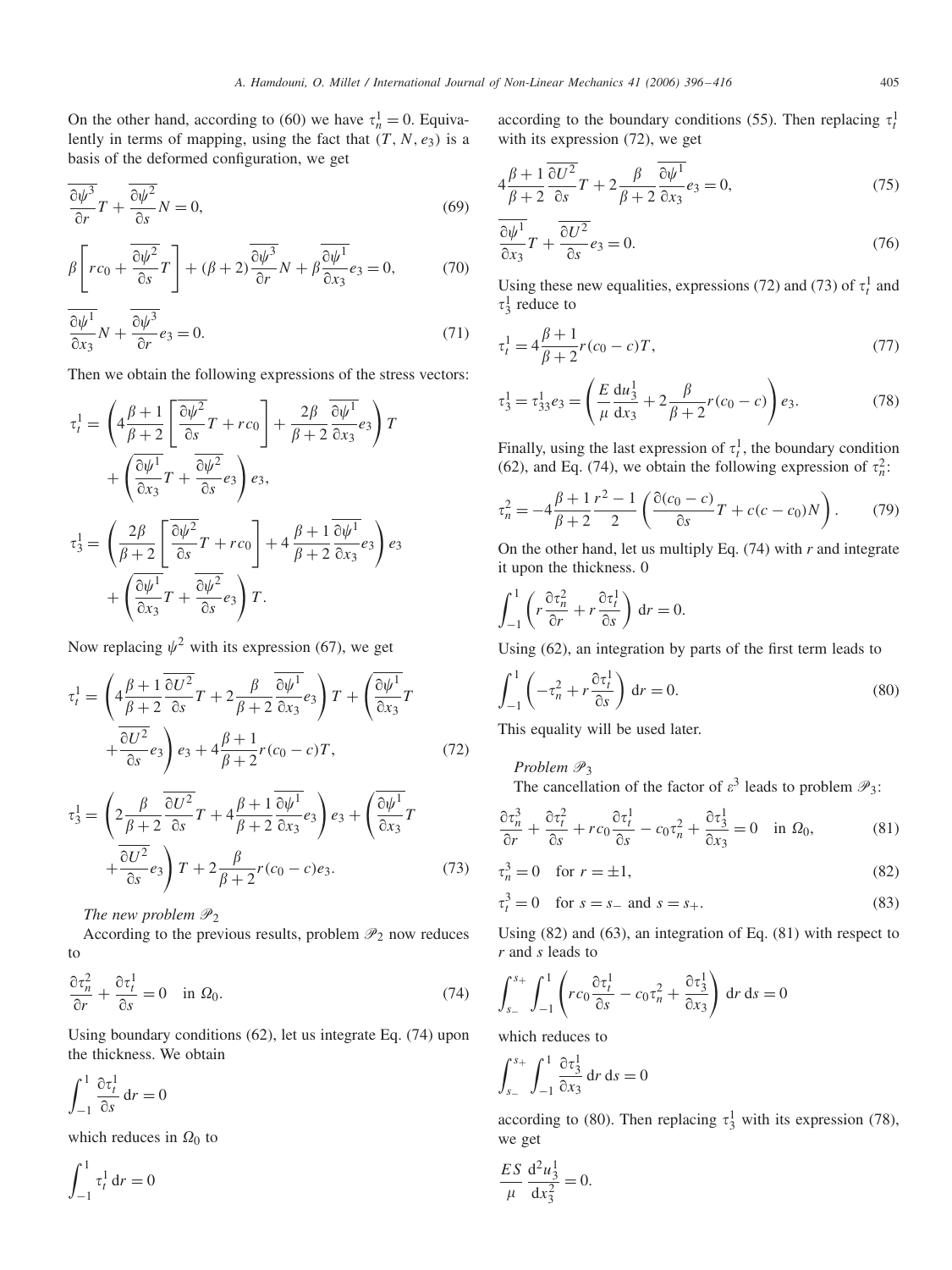On the other hand, according to (60) we have $\tau_n^1 = 0$. Equivalently in terms of mapping, using the fact that $(T, N, e_3)$ is a basis of the deformed configuration, we get

$$\overline{\frac{\partial \psi^3}{\partial r}} T + \overline{\frac{\partial \psi^2}{\partial s}} N = 0, \tag{69}$$

$$\beta \left[ r c_0 + \overline{\frac{\partial \psi^2}{\partial s}} T \right] + (\beta + 2) \overline{\frac{\partial \psi^3}{\partial r}} N + \beta \overline{\frac{\partial \psi^1}{\partial x_3}} e_3 = 0, \tag{70}$$

$$\overline{\frac{\partial \psi^1}{\partial x_3}} N + \overline{\frac{\partial \psi^3}{\partial r}} e_3 = 0. \tag{71}$$

Then we obtain the following expressions of the stress vectors:

$$\tau_t^1 = \left( 4 \frac{\beta+1}{\beta+2} \left[ \overline{\frac{\partial \psi^2}{\partial s}} T + r c_0 \right] + \frac{2\beta}{\beta+2} \overline{\frac{\partial \psi^1}{\partial x_3}} e_3 \right) T + \left( \overline{\frac{\partial \psi^1}{\partial x_3}} T + \overline{\frac{\partial \psi^2}{\partial s}} e_3 \right) e_3,$$

$$\tau_3^1 = \left( \frac{2\beta}{\beta+2} \left[ \overline{\frac{\partial \psi^2}{\partial s}} T + r c_0 \right] + 4 \frac{\beta+1}{\beta+2} \overline{\frac{\partial \psi^1}{\partial x_3}} e_3 \right) e_3 + \left( \overline{\frac{\partial \psi^1}{\partial x_3}} T + \overline{\frac{\partial \psi^2}{\partial s}} e_3 \right) T.$$

Now replacing $\psi^2$ with its expression (67), we get

$$\tau_t^1 = \left( 4 \frac{\beta+1}{\beta+2} \overline{\frac{\partial U^2}{\partial s}} T + 2 \frac{\beta}{\beta+2} \overline{\frac{\partial \psi^1}{\partial x_3}} e_3 \right) T + \left( \overline{\frac{\partial \psi^1}{\partial x_3}} T + \overline{\frac{\partial U^2}{\partial s}} e_3 \right) e_3 + 4 \frac{\beta+1}{\beta+2} r (c_0 - c) T, \tag{72}$$

$$\tau_3^1 = \left( 2 \frac{\beta}{\beta+2} \overline{\frac{\partial U^2}{\partial s}} T + 4 \frac{\beta+1}{\beta+2} \overline{\frac{\partial \psi^1}{\partial x_3}} e_3 \right) e_3 + \left( \overline{\frac{\partial \psi^1}{\partial x_3}} T + \overline{\frac{\partial U^2}{\partial s}} e_3 \right) T + 2 \frac{\beta}{\beta+2} r (c_0 - c) e_3. \tag{73}$$

*The new problem* $\mathscr{P}_2$

According to the previous results, problem $\mathscr{P}_2$ now reduces to

$$\frac{\partial \tau_n^2}{\partial r} + \frac{\partial \tau_t^1}{\partial s} = 0 \quad \text{in } \Omega_0. \tag{74}$$

Using boundary conditions (62), let us integrate Eq. (74) upon the thickness. We obtain

$$\int_{-1}^{1} \frac{\partial \tau_t^1}{\partial s} \, dr = 0$$

which reduces in $\Omega_0$ to

$$\int_{-1}^{1} \tau_t^1 \, dr = 0$$

according to the boundary conditions (55). Then replacing $\tau_t^1$ with its expression (72), we get

$$4 \frac{\beta+1}{\beta+2} \overline{\frac{\partial U^2}{\partial s}} T + 2 \frac{\beta}{\beta+2} \overline{\frac{\partial \psi^1}{\partial x_3}} e_3 = 0, \tag{75}$$

$$\overline{\frac{\partial \psi^1}{\partial x_3}} T + \overline{\frac{\partial U^2}{\partial s}} e_3 = 0. \tag{76}$$

Using these new equalities, expressions (72) and (73) of $\tau_t^1$ and $\tau_3^1$ reduce to

$$\tau_t^1 = 4 \frac{\beta+1}{\beta+2} r (c_0 - c) T, \tag{77}$$

$$\tau_3^1 = \tau_{33}^1 e_3 = \left( \frac{E}{\mu} \frac{du_3^1}{dx_3} + 2 \frac{\beta}{\beta+2} r (c_0 - c) \right) e_3. \tag{78}$$

Finally, using the last expression of $\tau_t^1$, the boundary condition (62), and Eq. (74), we obtain the following expression of $\tau_n^2$:

$$\tau_n^2 = -4 \frac{\beta+1}{\beta+2} \frac{r^2 - 1}{2} \left( \frac{\partial (c_0 - c)}{\partial s} T + c(c - c_0) N \right). \tag{79}$$

On the other hand, let us multiply Eq. (74) with $r$ and integrate it upon the thickness. 0

$$\int_{-1}^{1} \left( r \frac{\partial \tau_n^2}{\partial r} + r \frac{\partial \tau_t^1}{\partial s} \right) dr = 0.$$

Using (62), an integration by parts of the first term leads to

$$\int_{-1}^{1} \left( -\tau_n^2 + r \frac{\partial \tau_t^1}{\partial s} \right) dr = 0. \tag{80}$$

This equality will be used later.

*Problem* $\mathscr{P}_3$

The cancellation of the factor of $\varepsilon^3$ leads to problem $\mathscr{P}_3$:

$$\frac{\partial \tau_n^3}{\partial r} + \frac{\partial \tau_t^2}{\partial s} + r c_0 \frac{\partial \tau_t^1}{\partial s} - c_0 \tau_n^2 + \frac{\partial \tau_3^1}{\partial x_3} = 0 \quad \text{in } \Omega_0, \tag{81}$$

$$\tau_n^3 = 0 \quad \text{for } r = \pm 1, \tag{82}$$

$$\tau_t^3 = 0 \quad \text{for } s = s_- \text{ and } s = s_+. \tag{83}$$

Using (82) and (63), an integration of Eq. (81) with respect to $r$ and $s$ leads to

$$\int_{s_-}^{s_+} \int_{-1}^{1} \left( r c_0 \frac{\partial \tau_t^1}{\partial s} - c_0 \tau_n^2 + \frac{\partial \tau_3^1}{\partial x_3} \right) dr \, ds = 0$$

which reduces to

$$\int_{s_-}^{s_+} \int_{-1}^{1} \frac{\partial \tau_3^1}{\partial x_3} \, dr \, ds = 0$$

according to (80). Then replacing $\tau_3^1$ with its expression (78), we get

$$\frac{ES}{\mu} \frac{d^2 u_3^1}{dx_3^2} = 0.$$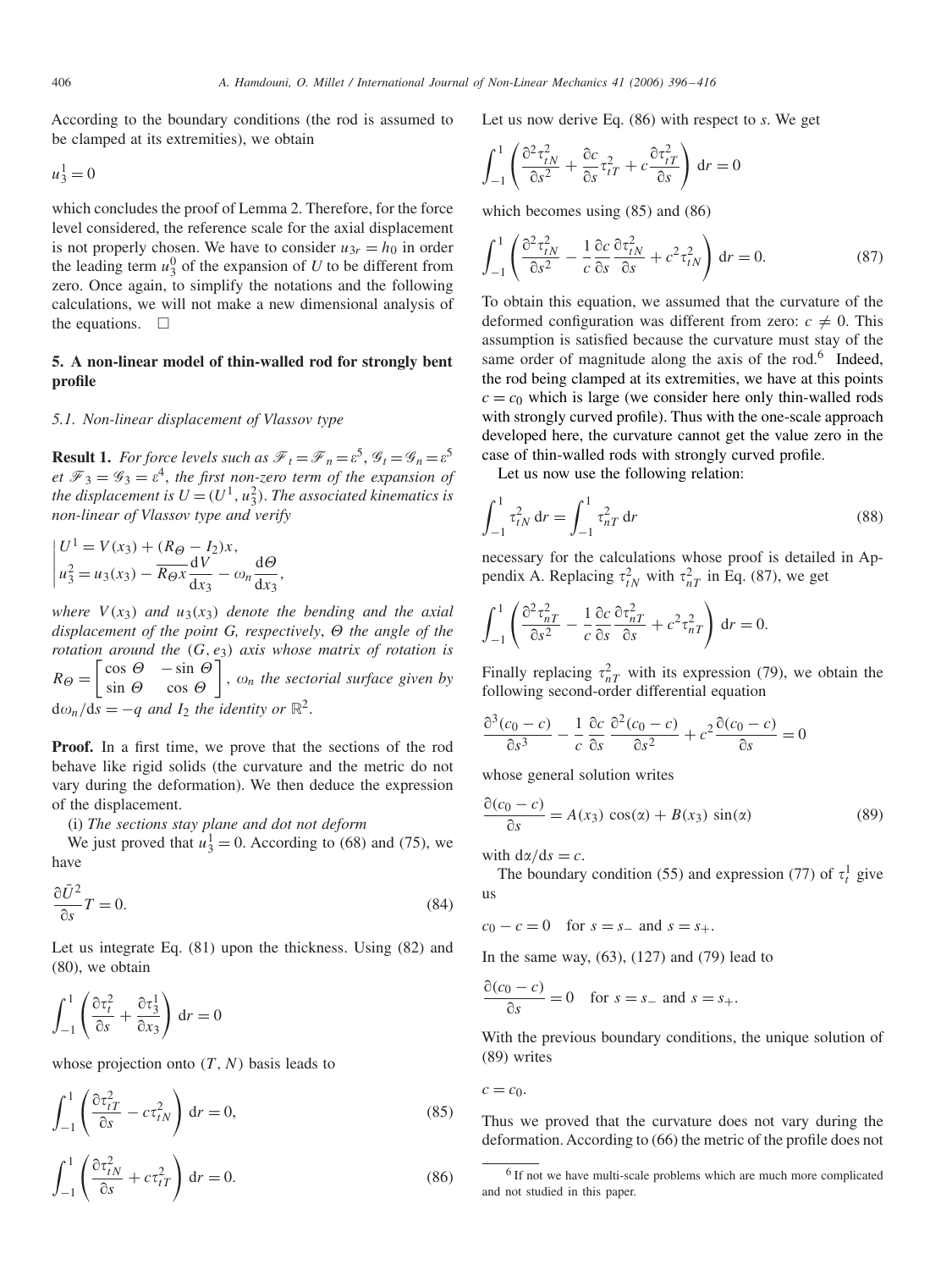According to the boundary conditions (the rod is assumed to be clamped at its extremities), we obtain

$$u_3^1 = 0$$

which concludes the proof of Lemma 2. Therefore, for the force level considered, the reference scale for the axial displacement is not properly chosen. We have to consider $u_{3r} = h_0$ in order the leading term $u_3^0$ of the expansion of $U$ to be different from zero. Once again, to simplify the notations and the following calculations, we will not make a new dimensional analysis of the equations. $\square$

## 5. A non-linear model of thin-walled rod for strongly bent profile

### 5.1. Non-linear displacement of Vlassov type

**Result 1.** *For force levels such as $\mathscr{F}_t = \mathscr{F}_n = \varepsilon^5$, $\mathscr{G}_t = \mathscr{G}_n = \varepsilon^5$ et $\mathscr{F}_3 = \mathscr{G}_3 = \varepsilon^4$, the first non-zero term of the expansion of the displacement is $U = (U^1, u_3^2)$. The associated kinematics is non-linear of Vlassov type and verify*

$$\left|\begin{array}{l} U^1 = V(x_3) + (R_\Theta - I_2)x, \\ u_3^2 = u_3(x_3) - \overline{R_\Theta x}\dfrac{\mathrm{d}V}{\mathrm{d}x_3} - \omega_n \dfrac{\mathrm{d}\Theta}{\mathrm{d}x_3}, \end{array}\right.$$

*where $V(x_3)$ and $u_3(x_3)$ denote the bending and the axial displacement of the point $G$, respectively, $\Theta$ the angle of the rotation around the $(G, e_3)$ axis whose matrix of rotation is $R_\Theta = \begin{bmatrix} \cos\Theta & -\sin\Theta \\ \sin\Theta & \cos\Theta \end{bmatrix}$, $\omega_n$ the sectorial surface given by $\mathrm{d}\omega_n/\mathrm{d}s = -q$ and $I_2$ the identity or $\mathbb{R}^2$.*

**Proof.** In a first time, we prove that the sections of the rod behave like rigid solids (the curvature and the metric do not vary during the deformation). We then deduce the expression of the displacement.

(i) *The sections stay plane and dot not deform*

We just proved that $u_3^1 = 0$. According to (68) and (75), we have

$$\frac{\partial \bar{U}^2}{\partial s} T = 0. \tag{84}$$

Let us integrate Eq. (81) upon the thickness. Using (82) and (80), we obtain

$$\int_{-1}^{1} \left( \frac{\partial \tau_t^2}{\partial s} + \frac{\partial \tau_3^1}{\partial x_3} \right) \mathrm{d}r = 0$$

whose projection onto $(T, N)$ basis leads to

$$\int_{-1}^{1} \left( \frac{\partial \tau_{tT}^2}{\partial s} - c\tau_{tN}^2 \right) \mathrm{d}r = 0, \tag{85}$$

$$\int_{-1}^{1} \left( \frac{\partial \tau_{tN}^2}{\partial s} + c\tau_{tT}^2 \right) \mathrm{d}r = 0. \tag{86}$$

Let us now derive Eq. (86) with respect to $s$. We get

$$\int_{-1}^{1} \left( \frac{\partial^2 \tau_{tN}^2}{\partial s^2} + \frac{\partial c}{\partial s}\tau_{tT}^2 + c\frac{\partial \tau_{tT}^2}{\partial s} \right) \mathrm{d}r = 0$$

which becomes using (85) and (86)

$$\int_{-1}^{1} \left( \frac{\partial^2 \tau_{tN}^2}{\partial s^2} - \frac{1}{c}\frac{\partial c}{\partial s}\frac{\partial \tau_{tN}^2}{\partial s} + c^2\tau_{tN}^2 \right) \mathrm{d}r = 0. \tag{87}$$

To obtain this equation, we assumed that the curvature of the deformed configuration was different from zero: $c \neq 0$. This assumption is satisfied because the curvature must stay of the same order of magnitude along the axis of the rod.[6] Indeed, the rod being clamped at its extremities, we have at this points $c = c_0$ which is large (we consider here only thin-walled rods with strongly curved profile). Thus with the one-scale approach developed here, the curvature cannot get the value zero in the case of thin-walled rods with strongly curved profile.

Let us now use the following relation:

$$\int_{-1}^{1} \tau_{tN}^2 \, \mathrm{d}r = \int_{-1}^{1} \tau_{nT}^2 \, \mathrm{d}r \tag{88}$$

necessary for the calculations whose proof is detailed in Appendix A. Replacing $\tau_{tN}^2$ with $\tau_{nT}^2$ in Eq. (87), we get

$$\int_{-1}^{1} \left( \frac{\partial^2 \tau_{nT}^2}{\partial s^2} - \frac{1}{c}\frac{\partial c}{\partial s}\frac{\partial \tau_{nT}^2}{\partial s} + c^2\tau_{nT}^2 \right) \mathrm{d}r = 0.$$

Finally replacing $\tau_{nT}^2$ with its expression (79), we obtain the following second-order differential equation

$$\frac{\partial^3 (c_0 - c)}{\partial s^3} - \frac{1}{c}\frac{\partial c}{\partial s}\frac{\partial^2 (c_0 - c)}{\partial s^2} + c^2 \frac{\partial (c_0 - c)}{\partial s} = 0$$

whose general solution writes

$$\frac{\partial (c_0 - c)}{\partial s} = A(x_3)\cos(\alpha) + B(x_3)\sin(\alpha) \tag{89}$$

with $\mathrm{d}\alpha/\mathrm{d}s = c$.

The boundary condition (55) and expression (77) of $\tau_t^1$ give us

$$c_0 - c = 0 \quad \text{for } s = s_- \text{ and } s = s_+.$$

In the same way, (63), (127) and (79) lead to

$$\frac{\partial (c_0 - c)}{\partial s} = 0 \quad \text{for } s = s_- \text{ and } s = s_+.$$

With the previous boundary conditions, the unique solution of (89) writes

$$c = c_0.$$

Thus we proved that the curvature does not vary during the deformation. According to (66) the metric of the profile does not

[6] If not we have multi-scale problems which are much more complicated and not studied in this paper.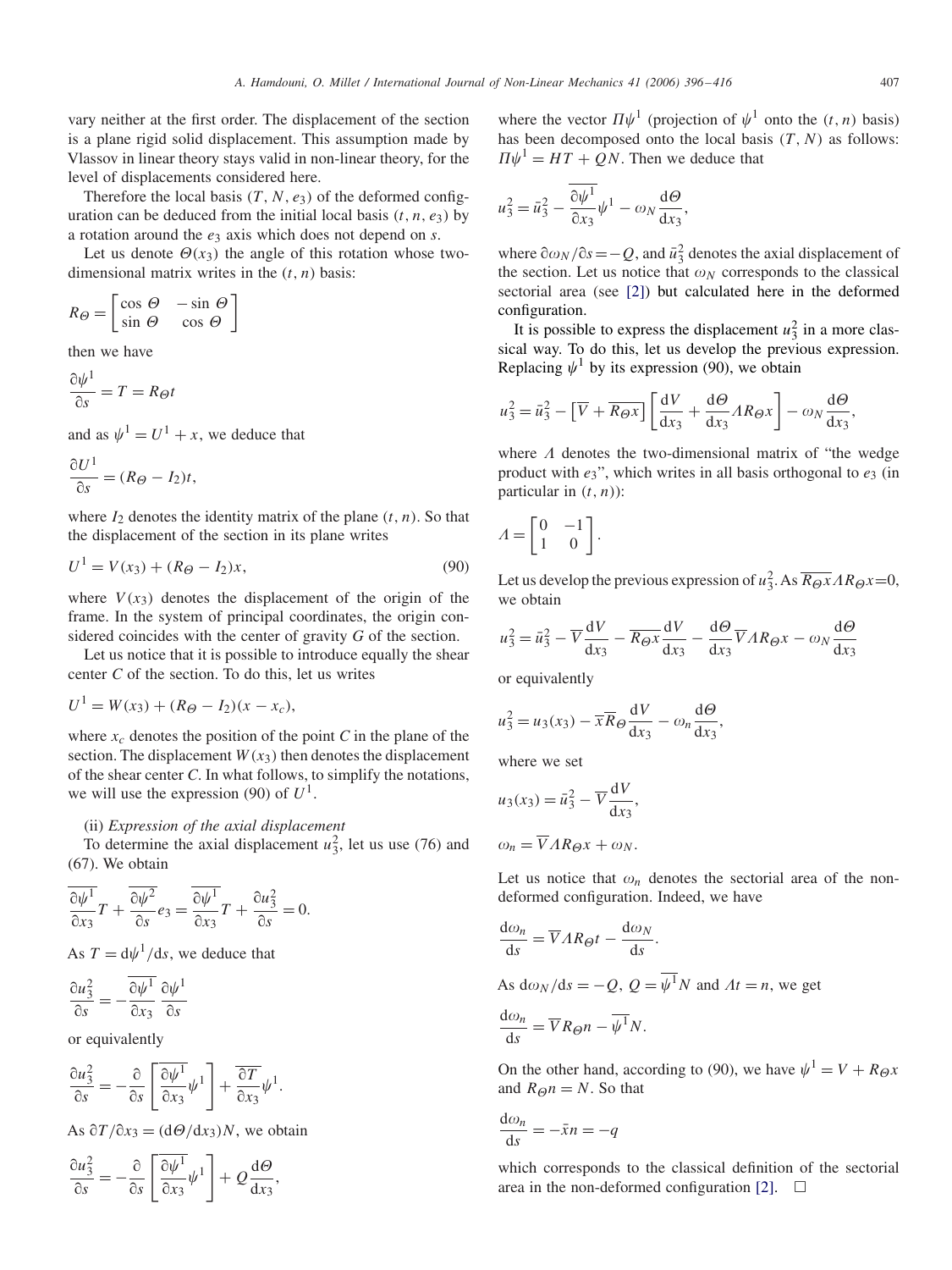vary neither at the first order. The displacement of the section is a plane rigid solid displacement. This assumption made by Vlassov in linear theory stays valid in non-linear theory, for the level of displacements considered here.

Therefore the local basis $(T, N, e_3)$ of the deformed configuration can be deduced from the initial local basis $(t, n, e_3)$ by a rotation around the $e_3$ axis which does not depend on $s$.

Let us denote $\Theta(x_3)$ the angle of this rotation whose two-dimensional matrix writes in the $(t, n)$ basis:

$$R_\Theta = \begin{bmatrix} \cos\Theta & -\sin\Theta \\ \sin\Theta & \cos\Theta \end{bmatrix}$$

then we have

$$\frac{\partial \psi^1}{\partial s} = T = R_\Theta t$$

and as $\psi^1 = U^1 + x$, we deduce that

$$\frac{\partial U^1}{\partial s} = (R_\Theta - I_2)t,$$

where $I_2$ denotes the identity matrix of the plane $(t, n)$. So that the displacement of the section in its plane writes

$$U^1 = V(x_3) + (R_\Theta - I_2)x, \tag{90}$$

where $V(x_3)$ denotes the displacement of the origin of the frame. In the system of principal coordinates, the origin considered coincides with the center of gravity $G$ of the section.

Let us notice that it is possible to introduce equally the shear center $C$ of the section. To do this, let us writes

$$U^1 = W(x_3) + (R_\Theta - I_2)(x - x_c),$$

where $x_c$ denotes the position of the point $C$ in the plane of the section. The displacement $W(x_3)$ then denotes the displacement of the shear center $C$. In what follows, to simplify the notations, we will use the expression (90) of $U^1$.

(ii) *Expression of the axial displacement*

To determine the axial displacement $u_3^2$, let us use (76) and (67). We obtain

$$\overline{\frac{\partial \psi^1}{\partial x_3}} T + \overline{\frac{\partial \psi^2}{\partial s}} e_3 = \overline{\frac{\partial \psi^1}{\partial x_3}} T + \frac{\partial u_3^2}{\partial s} = 0.$$

As $T = \mathrm{d}\psi^1/\mathrm{d}s$, we deduce that

$$\frac{\partial u_3^2}{\partial s} = -\overline{\frac{\partial \psi^1}{\partial x_3}} \frac{\partial \psi^1}{\partial s}$$

or equivalently

$$\frac{\partial u_3^2}{\partial s} = -\frac{\partial}{\partial s}\left[\overline{\frac{\partial \psi^1}{\partial x_3}} \psi^1\right] + \overline{\frac{\partial T}{\partial x_3}} \psi^1.$$

As $\partial T/\partial x_3 = (\mathrm{d}\Theta/\mathrm{d}x_3)N$, we obtain

$$\frac{\partial u_3^2}{\partial s} = -\frac{\partial}{\partial s}\left[\overline{\frac{\partial \psi^1}{\partial x_3}} \psi^1\right] + Q\frac{\mathrm{d}\Theta}{\mathrm{d}x_3},$$

where the vector $\Pi\psi^1$ (projection of $\psi^1$ onto the $(t, n)$ basis) has been decomposed onto the local basis $(T, N)$ as follows: $\Pi\psi^1 = HT + QN$. Then we deduce that

$$u_3^2 = \bar{u}_3^2 - \overline{\frac{\partial \psi^1}{\partial x_3}} \psi^1 - \omega_N \frac{\mathrm{d}\Theta}{\mathrm{d}x_3},$$

where $\partial\omega_N/\partial s = -Q$, and $\bar{u}_3^2$ denotes the axial displacement of the section. Let us notice that $\omega_N$ corresponds to the classical sectorial area (see [2]) but calculated here in the deformed configuration.

It is possible to express the displacement $u_3^2$ in a more classical way. To do this, let us develop the previous expression. Replacing $\psi^1$ by its expression (90), we obtain

$$u_3^2 = \bar{u}_3^2 - \left[\overline{V} + \overline{R_\Theta x}\right]\left[\frac{\mathrm{d}V}{\mathrm{d}x_3} + \frac{\mathrm{d}\Theta}{\mathrm{d}x_3}\Lambda R_\Theta x\right] - \omega_N \frac{\mathrm{d}\Theta}{\mathrm{d}x_3},$$

where $\Lambda$ denotes the two-dimensional matrix of "the wedge product with $e_3$", which writes in all basis orthogonal to $e_3$ (in particular in $(t, n)$):

$$\Lambda = \begin{bmatrix} 0 & -1 \\ 1 & 0 \end{bmatrix}.$$

Let us develop the previous expression of $u_3^2$. As $\overline{R_\Theta x}\Lambda R_\Theta x = 0$, we obtain

$$u_3^2 = \bar{u}_3^2 - \overline{V}\frac{\mathrm{d}V}{\mathrm{d}x_3} - \overline{R_\Theta x}\frac{\mathrm{d}V}{\mathrm{d}x_3} - \frac{\mathrm{d}\Theta}{\mathrm{d}x_3}\overline{V}\Lambda R_\Theta x - \omega_N \frac{\mathrm{d}\Theta}{\mathrm{d}x_3}$$

or equivalently

$$u_3^2 = u_3(x_3) - \overline{x}\overline{R}_\Theta \frac{\mathrm{d}V}{\mathrm{d}x_3} - \omega_n \frac{\mathrm{d}\Theta}{\mathrm{d}x_3},$$

where we set

$$u_3(x_3) = \bar{u}_3^2 - \overline{V}\frac{\mathrm{d}V}{\mathrm{d}x_3},$$

$$\omega_n = \overline{V}\Lambda R_\Theta x + \omega_N.$$

Let us notice that $\omega_n$ denotes the sectorial area of the non-deformed configuration. Indeed, we have

$$\frac{\mathrm{d}\omega_n}{\mathrm{d}s} = \overline{V}\Lambda R_\Theta t - \frac{\mathrm{d}\omega_N}{\mathrm{d}s}.$$

As $\mathrm{d}\omega_N/\mathrm{d}s = -Q$, $Q = \overline{\psi^1}N$ and $\Lambda t = n$, we get

$$\frac{\mathrm{d}\omega_n}{\mathrm{d}s} = \overline{V}R_\Theta n - \overline{\psi^1}N.$$

On the other hand, according to (90), we have $\psi^1 = V + R_\Theta x$ and $R_\Theta n = N$. So that

$$\frac{\mathrm{d}\omega_n}{\mathrm{d}s} = -\bar{x}n = -q$$

which corresponds to the classical definition of the sectorial area in the non-deformed configuration [2]. $\square$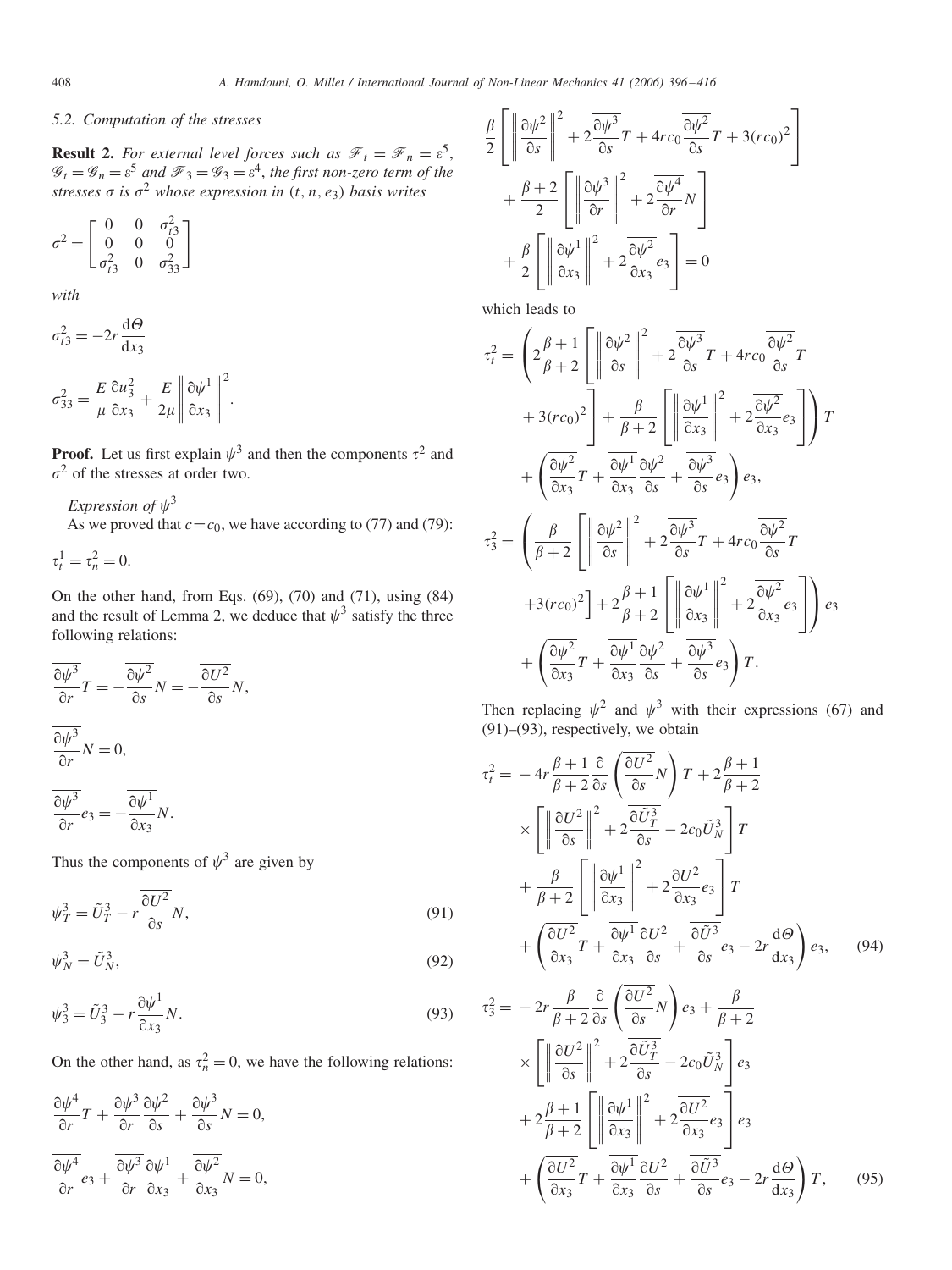### 5.2. Computation of the stresses

**Result 2.** *For external level forces such as $\mathscr{F}_t = \mathscr{F}_n = \varepsilon^5$, $\mathscr{G}_t = \mathscr{G}_n = \varepsilon^5$ and $\mathscr{F}_3 = \mathscr{G}_3 = \varepsilon^4$, the first non-zero term of the stresses $\sigma$ is $\sigma^2$ whose expression in $(t, n, e_3)$ basis writes*

$$\sigma^2 = \begin{bmatrix} 0 & 0 & \sigma^2_{t3} \\ 0 & 0 & 0 \\ \sigma^2_{t3} & 0 & \sigma^2_{33} \end{bmatrix}$$

*with*

$$\sigma^2_{t3} = -2r\frac{\mathrm{d}\Theta}{\mathrm{d}x_3}$$

$$\sigma^2_{33} = \frac{E}{\mu}\frac{\partial u^2_3}{\partial x_3} + \frac{E}{2\mu}\left\|\frac{\partial \psi^1}{\partial x_3}\right\|^2.$$

**Proof.** Let us first explain $\psi^3$ and then the components $\tau^2$ and $\sigma^2$ of the stresses at order two.

*Expression of $\psi^3$*

As we proved that $c = c_0$, we have according to (77) and (79):

$$\tau^1_t = \tau^2_n = 0.$$

On the other hand, from Eqs. (69), (70) and (71), using (84) and the result of Lemma 2, we deduce that $\psi^3$ satisfy the three following relations:

$$\overline{\frac{\partial \psi^3}{\partial r}}T = -\overline{\frac{\partial \psi^2}{\partial s}}N = -\overline{\frac{\partial U^2}{\partial s}}N,$$

$$\overline{\frac{\partial \psi^3}{\partial r}}N = 0,$$

$$\overline{\frac{\partial \psi^3}{\partial r}}e_3 = -\overline{\frac{\partial \psi^1}{\partial x_3}}N.$$

Thus the components of $\psi^3$ are given by

$$\psi^3_T = \tilde{U}^3_T - r\overline{\frac{\partial U^2}{\partial s}}N, \tag{91}$$

$$\psi^3_N = \tilde{U}^3_N, \tag{92}$$

$$\psi^3_3 = \tilde{U}^3_3 - r\overline{\frac{\partial \psi^1}{\partial x_3}}N. \tag{93}$$

On the other hand, as $\tau^2_n = 0$, we have the following relations:

$$\overline{\frac{\partial \psi^4}{\partial r}}T + \overline{\frac{\partial \psi^3}{\partial r}}\frac{\partial \psi^2}{\partial s} + \overline{\frac{\partial \psi^3}{\partial s}}N = 0,$$

$$\overline{\frac{\partial \psi^4}{\partial r}}e_3 + \overline{\frac{\partial \psi^3}{\partial r}}\frac{\partial \psi^1}{\partial x_3} + \overline{\frac{\partial \psi^2}{\partial x_3}}N = 0,$$

$$\frac{\beta}{2}\left[\left\|\frac{\partial \psi^2}{\partial s}\right\|^2 + 2\overline{\frac{\partial \psi^3}{\partial s}}T + 4rc_0\overline{\frac{\partial \psi^2}{\partial s}}T + 3(rc_0)^2\right] + \frac{\beta+2}{2}\left[\left\|\frac{\partial \psi^3}{\partial r}\right\|^2 + 2\overline{\frac{\partial \psi^4}{\partial r}}N\right] + \frac{\beta}{2}\left[\left\|\frac{\partial \psi^1}{\partial x_3}\right\|^2 + 2\overline{\frac{\partial \psi^2}{\partial x_3}}e_3\right] = 0$$

which leads to

$$\begin{aligned}\tau^2_t = {} & \left(2\frac{\beta+1}{\beta+2}\left[\left\|\frac{\partial \psi^2}{\partial s}\right\|^2 + 2\overline{\frac{\partial \psi^3}{\partial s}}T + 4rc_0\overline{\frac{\partial \psi^2}{\partial s}}T + 3(rc_0)^2\right] + \frac{\beta}{\beta+2}\left[\left\|\frac{\partial \psi^1}{\partial x_3}\right\|^2 + 2\overline{\frac{\partial \psi^2}{\partial x_3}}e_3\right]\right)T \\ & + \left(\overline{\frac{\partial \psi^2}{\partial x_3}}T + \overline{\frac{\partial \psi^1}{\partial x_3}}\frac{\partial \psi^2}{\partial s} + \overline{\frac{\partial \psi^3}{\partial s}}e_3\right)e_3,\end{aligned}$$

$$\begin{aligned}\tau^2_3 = {} & \left(\frac{\beta}{\beta+2}\left[\left\|\frac{\partial \psi^2}{\partial s}\right\|^2 + 2\overline{\frac{\partial \psi^3}{\partial s}}T + 4rc_0\overline{\frac{\partial \psi^2}{\partial s}}T + 3(rc_0)^2\right] + 2\frac{\beta+1}{\beta+2}\left[\left\|\frac{\partial \psi^1}{\partial x_3}\right\|^2 + 2\overline{\frac{\partial \psi^2}{\partial x_3}}e_3\right]\right)e_3 \\ & + \left(\overline{\frac{\partial \psi^2}{\partial x_3}}T + \overline{\frac{\partial \psi^1}{\partial x_3}}\frac{\partial \psi^2}{\partial s} + \overline{\frac{\partial \psi^3}{\partial s}}e_3\right)T.\end{aligned}$$

Then replacing $\psi^2$ and $\psi^3$ with their expressions (67) and (91)–(93), respectively, we obtain

$$\begin{aligned}\tau^2_t = {} & -4r\frac{\beta+1}{\beta+2}\frac{\partial}{\partial s}\left(\overline{\frac{\partial U^2}{\partial s}}N\right)T + 2\frac{\beta+1}{\beta+2} \times \left[\left\|\frac{\partial U^2}{\partial s}\right\|^2 + 2\overline{\frac{\partial \tilde{U}^3_T}{\partial s}} - 2c_0\tilde{U}^3_N\right]T \\ & + \frac{\beta}{\beta+2}\left[\left\|\frac{\partial \psi^1}{\partial x_3}\right\|^2 + 2\overline{\frac{\partial U^2}{\partial x_3}}e_3\right]T \\ & + \left(\overline{\frac{\partial U^2}{\partial x_3}}T + \overline{\frac{\partial \psi^1}{\partial x_3}}\frac{\partial U^2}{\partial s} + \overline{\frac{\partial \tilde{U}^3}{\partial s}}e_3 - 2r\frac{\mathrm{d}\Theta}{\mathrm{d}x_3}\right)e_3,\end{aligned} \tag{94}$$

$$\begin{aligned}\tau^2_3 = {} & -2r\frac{\beta}{\beta+2}\frac{\partial}{\partial s}\left(\overline{\frac{\partial U^2}{\partial s}}N\right)e_3 + \frac{\beta}{\beta+2} \times \left[\left\|\frac{\partial U^2}{\partial s}\right\|^2 + 2\overline{\frac{\partial \tilde{U}^3_T}{\partial s}} - 2c_0\tilde{U}^3_N\right]e_3 \\ & + 2\frac{\beta+1}{\beta+2}\left[\left\|\frac{\partial \psi^1}{\partial x_3}\right\|^2 + 2\overline{\frac{\partial U^2}{\partial x_3}}e_3\right]e_3 \\ & + \left(\overline{\frac{\partial U^2}{\partial x_3}}T + \overline{\frac{\partial \psi^1}{\partial x_3}}\frac{\partial U^2}{\partial s} + \overline{\frac{\partial \tilde{U}^3}{\partial s}}e_3 - 2r\frac{\mathrm{d}\Theta}{\mathrm{d}x_3}\right)T,\end{aligned} \tag{95}$$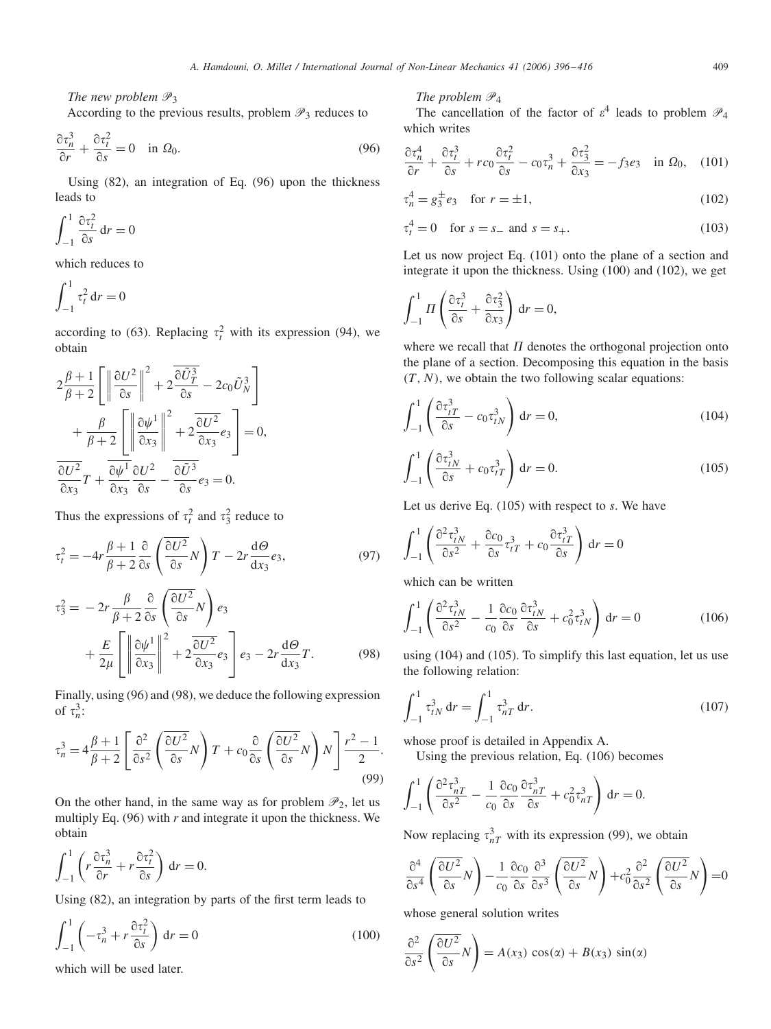*The new problem* $\mathscr{P}_3$

According to the previous results, problem $\mathscr{P}_3$ reduces to

$$\frac{\partial \tau_n^3}{\partial r} + \frac{\partial \tau_t^2}{\partial s} = 0 \quad \text{in } \Omega_0. \tag{96}$$

Using (82), an integration of Eq. (96) upon the thickness leads to

$$\int_{-1}^{1} \frac{\partial \tau_t^2}{\partial s}\, \mathrm{d}r = 0$$

which reduces to

$$\int_{-1}^{1} \tau_t^2\, \mathrm{d}r = 0$$

according to (63). Replacing $\tau_t^2$ with its expression (94), we obtain

$$2\frac{\beta+1}{\beta+2}\left[\left\|\frac{\partial U^2}{\partial s}\right\|^2 + 2\overline{\frac{\partial \tilde{U}_T^3}{\partial s}} - 2c_0\tilde{U}_N^3\right] + \frac{\beta}{\beta+2}\left[\left\|\frac{\partial \psi^1}{\partial x_3}\right\|^2 + 2\overline{\frac{\partial U^2}{\partial x_3}e_3}\right] = 0,$$

$$\overline{\frac{\partial U^2}{\partial x_3}}T + \overline{\frac{\partial \psi^1}{\partial x_3}}\frac{\partial U^2}{\partial s} - \overline{\frac{\partial \tilde{U}^3}{\partial s}}e_3 = 0.$$

Thus the expressions of $\tau_t^2$ and $\tau_3^2$ reduce to

$$\tau_t^2 = -4r\frac{\beta+1}{\beta+2}\frac{\partial}{\partial s}\left(\overline{\frac{\partial U^2}{\partial s}}N\right)T - 2r\frac{\mathrm{d}\Theta}{\mathrm{d}x_3}e_3, \tag{97}$$

$$\tau_3^2 = -2r\frac{\beta}{\beta+2}\frac{\partial}{\partial s}\left(\overline{\frac{\partial U^2}{\partial s}}N\right)e_3 + \frac{E}{2\mu}\left[\left\|\frac{\partial \psi^1}{\partial x_3}\right\|^2 + 2\overline{\frac{\partial U^2}{\partial x_3}e_3}\right]e_3 - 2r\frac{\mathrm{d}\Theta}{\mathrm{d}x_3}T. \tag{98}$$

Finally, using (96) and (98), we deduce the following expression of $\tau_n^3$:

$$\tau_n^3 = 4\frac{\beta+1}{\beta+2}\left[\frac{\partial^2}{\partial s^2}\left(\overline{\frac{\partial U^2}{\partial s}}N\right)T + c_0\frac{\partial}{\partial s}\left(\overline{\frac{\partial U^2}{\partial s}}N\right)N\right]\frac{r^2-1}{2}. \tag{99}$$

On the other hand, in the same way as for problem $\mathscr{P}_2$, let us multiply Eq. (96) with $r$ and integrate it upon the thickness. We obtain

$$\int_{-1}^{1}\left(r\frac{\partial \tau_n^3}{\partial r} + r\frac{\partial \tau_t^2}{\partial s}\right)\mathrm{d}r = 0.$$

Using (82), an integration by parts of the first term leads to

$$\int_{-1}^{1}\left(-\tau_n^3 + r\frac{\partial \tau_t^2}{\partial s}\right)\mathrm{d}r = 0 \tag{100}$$

which will be used later.

*The problem* $\mathscr{P}_4$

The cancellation of the factor of $\varepsilon^4$ leads to problem $\mathscr{P}_4$ which writes

$$\frac{\partial \tau_n^4}{\partial r} + \frac{\partial \tau_t^3}{\partial s} + rc_0\frac{\partial \tau_t^2}{\partial s} - c_0\tau_n^3 + \frac{\partial \tau_3^2}{\partial x_3} = -f_3e_3 \quad \text{in } \Omega_0, \tag{101}$$

$$\tau_n^4 = g_3^{\pm}e_3 \quad \text{for } r = \pm 1, \tag{102}$$

$$\tau_t^4 = 0 \quad \text{for } s = s_- \text{ and } s = s_+. \tag{103}$$

Let us now project Eq. (101) onto the plane of a section and integrate it upon the thickness. Using (100) and (102), we get

$$\int_{-1}^{1} \Pi\left(\frac{\partial \tau_t^3}{\partial s} + \frac{\partial \tau_3^2}{\partial x_3}\right)\mathrm{d}r = 0,$$

where we recall that $\Pi$ denotes the orthogonal projection onto the plane of a section. Decomposing this equation in the basis $(T, N)$, we obtain the two following scalar equations:

$$\int_{-1}^{1}\left(\frac{\partial \tau_{tT}^3}{\partial s} - c_0\tau_{tN}^3\right)\mathrm{d}r = 0, \tag{104}$$

$$\int_{-1}^{1}\left(\frac{\partial \tau_{tN}^3}{\partial s} + c_0\tau_{tT}^3\right)\mathrm{d}r = 0. \tag{105}$$

Let us derive Eq. (105) with respect to $s$. We have

$$\int_{-1}^{1}\left(\frac{\partial^2 \tau_{tN}^3}{\partial s^2} + \frac{\partial c_0}{\partial s}\tau_{tT}^3 + c_0\frac{\partial \tau_{tT}^3}{\partial s}\right)\mathrm{d}r = 0$$

which can be written

$$\int_{-1}^{1}\left(\frac{\partial^2 \tau_{tN}^3}{\partial s^2} - \frac{1}{c_0}\frac{\partial c_0}{\partial s}\frac{\partial \tau_{tN}^3}{\partial s} + c_0^2\tau_{tN}^3\right)\mathrm{d}r = 0 \tag{106}$$

using (104) and (105). To simplify this last equation, let us use the following relation:

$$\int_{-1}^{1}\tau_{tN}^3\,\mathrm{d}r = \int_{-1}^{1}\tau_{nT}^3\,\mathrm{d}r. \tag{107}$$

whose proof is detailed in Appendix A.

Using the previous relation, Eq. (106) becomes

$$\int_{-1}^{1}\left(\frac{\partial^2 \tau_{nT}^3}{\partial s^2} - \frac{1}{c_0}\frac{\partial c_0}{\partial s}\frac{\partial \tau_{nT}^3}{\partial s} + c_0^2\tau_{nT}^3\right)\mathrm{d}r = 0.$$

Now replacing $\tau_{nT}^3$ with its expression (99), we obtain

$$\frac{\partial^4}{\partial s^4}\left(\overline{\frac{\partial U^2}{\partial s}}N\right) - \frac{1}{c_0}\frac{\partial c_0}{\partial s}\frac{\partial^3}{\partial s^3}\left(\overline{\frac{\partial U^2}{\partial s}}N\right) + c_0^2\frac{\partial^2}{\partial s^2}\left(\overline{\frac{\partial U^2}{\partial s}}N\right) = 0$$

whose general solution writes

$$\frac{\partial^2}{\partial s^2}\left(\overline{\frac{\partial U^2}{\partial s}}N\right) = A(x_3)\cos(\alpha) + B(x_3)\sin(\alpha)$$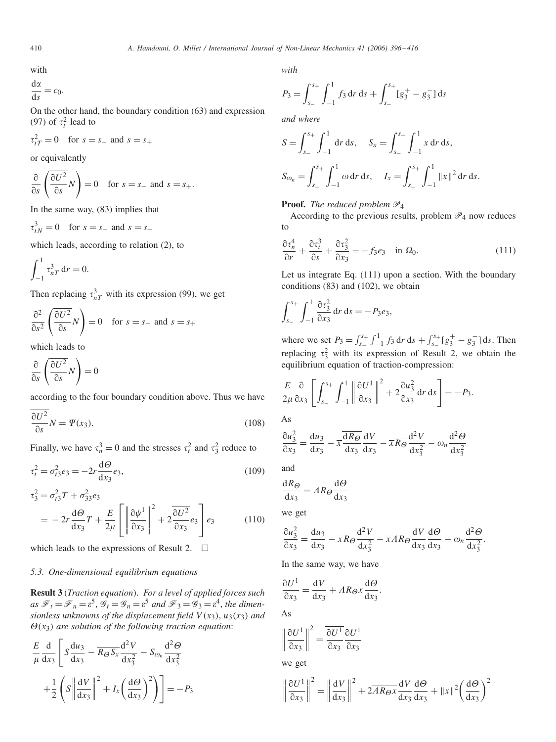with

$$\frac{d\alpha}{ds} = c_0.$$

On the other hand, the boundary condition (63) and expression (97) of $\tau_t^2$ lead to

$$\tau_{tT}^2 = 0 \quad \text{for } s = s_- \text{ and } s = s_+$$

or equivalently

$$\frac{\partial}{\partial s}\left(\frac{\partial U^2}{\partial s} N\right) = 0 \quad \text{for } s = s_- \text{ and } s = s_+.$$

In the same way, (83) implies that

$$\tau_{tN}^3 = 0 \quad \text{for } s = s_- \text{ and } s = s_+$$

which leads, according to relation (2), to

$$\int_{-1}^{1} \tau_{nT}^3 \, dr = 0.$$

Then replacing $\tau_{nT}^3$ with its expression (99), we get

$$\frac{\partial^2}{\partial s^2}\left(\frac{\partial U^2}{\partial s} N\right) = 0 \quad \text{for } s = s_- \text{ and } s = s_+$$

which leads to

$$\frac{\partial}{\partial s}\left(\frac{\partial U^2}{\partial s} N\right) = 0$$

according to the four boundary condition above. Thus we have

$$\overline{\frac{\partial U^2}{\partial s}} N = \Psi(x_3). \tag{108}$$

Finally, we have $\tau_n^3 = 0$ and the stresses $\tau_t^2$ and $\tau_3^2$ reduce to

$$\tau_t^2 = \sigma_{t3}^2 e_3 = -2r \frac{d\Theta}{dx_3} e_3, \tag{109}$$

$$\tau_3^2 = \sigma_{t3}^2 T + \sigma_{33}^2 e_3 = -2r\frac{d\Theta}{dx_3} T + \frac{E}{2\mu}\left[\left\|\frac{\partial \psi^1}{\partial x_3}\right\|^2 + 2\overline{\frac{\partial U^2}{\partial x_3}} e_3\right] e_3 \tag{110}$$

which leads to the expressions of Result 2. $\square$

### 5.3. One-dimensional equilibrium equations

**Result 3** (*Traction equation*). *For a level of applied forces such as $\mathscr{F}_t = \mathscr{F}_n = \varepsilon^5$, $\mathscr{G}_t = \mathscr{G}_n = \varepsilon^5$ and $\mathscr{F}_3 = \mathscr{G}_3 = \varepsilon^4$, the dimensionless unknowns of the displacement field $V(x_3)$, $u_3(x_3)$ and $\Theta(x_3)$ are solution of the following traction equation*:

$$\frac{E}{\mu}\frac{d}{dx_3}\left[S\frac{du_3}{dx_3} - \overline{R_\Theta S_x}\frac{d^2 V}{dx_3^2} - S_{\omega_n}\frac{d^2\Theta}{dx_3^2} + \frac{1}{2}\left(S\left\|\frac{dV}{dx_3}\right\|^2 + I_x\left(\frac{d\Theta}{dx_3}\right)^2\right)\right] = -P_3$$

*with*

$$P_3 = \int_{s_-}^{s_+}\int_{-1}^{1} f_3 \, dr\, ds + \int_{s_-}^{s_+} [g_3^+ - g_3^-]\, ds$$

*and where*

$$S = \int_{s_-}^{s_+}\int_{-1}^{1} dr\, ds, \quad S_x = \int_{s_-}^{s_+}\int_{-1}^{1} x \, dr\, ds,$$

$$S_{\omega_n} = \int_{s_-}^{s_+}\int_{-1}^{1} \omega \, dr\, ds, \quad I_x = \int_{s_-}^{s_+}\int_{-1}^{1} \|x\|^2 \, dr\, ds.$$

**Proof.** *The reduced problem* $\mathscr{P}_4$

According to the previous results, problem $\mathscr{P}_4$ now reduces to

$$\frac{\partial \tau_n^4}{\partial r} + \frac{\partial \tau_t^3}{\partial s} + \frac{\partial \tau_3^2}{\partial x_3} = -f_3 e_3 \quad \text{in } \Omega_0. \tag{111}$$

Let us integrate Eq. (111) upon a section. With the boundary conditions (83) and (102), we obtain

$$\int_{s_-}^{s_+}\int_{-1}^{1} \frac{\partial \tau_3^2}{\partial x_3} \, dr\, ds = -P_3 e_3,$$

where we set $P_3 = \int_{s_-}^{s_+}\int_{-1}^{1} f_3 \, dr\, ds + \int_{s_-}^{s_+}[g_3^+ - g_3^-]\, ds$. Then replacing $\tau_3^2$ with its expression of Result 2, we obtain the equilibrium equation of traction-compression:

$$\frac{E}{2\mu}\frac{\partial}{\partial x_3}\left[\int_{s_-}^{s_+}\int_{-1}^{1}\left\|\frac{\partial U^1}{\partial x_3}\right\|^2 + 2\frac{\partial u_3^2}{\partial x_3}\, dr\, ds\right] = -P_3.$$

As

$$\frac{\partial u_3^2}{\partial x_3} = \frac{du_3}{dx_3} - \overline{x}\,\overline{\frac{dR_\Theta}{dx_3}}\frac{dV}{dx_3} - \overline{x R_\Theta}\frac{d^2 V}{dx_3^2} - \omega_n \frac{d^2\Theta}{dx_3^2}$$

and

$$\frac{dR_\Theta}{dx_3} = \Lambda R_\Theta \frac{d\Theta}{dx_3}$$

we get

$$\frac{\partial u_3^2}{\partial x_3} = \frac{du_3}{dx_3} - \overline{x}\,\overline{R_\Theta}\frac{d^2 V}{dx_3^2} - \overline{x}\,\overline{\Lambda R_\Theta}\frac{dV}{dx_3}\frac{d\Theta}{dx_3} - \omega_n\frac{d^2\Theta}{dx_3^2}.$$

In the same way, we have

$$\frac{\partial U^1}{\partial x_3} = \frac{dV}{dx_3} + \Lambda R_\Theta x \frac{d\Theta}{dx_3}.$$

As

$$\left\|\frac{\partial U^1}{\partial x_3}\right\|^2 = \overline{\frac{\partial U^1}{\partial x_3}}\frac{\partial U^1}{\partial x_3}$$

we get

$$\left\|\frac{\partial U^1}{\partial x_3}\right\|^2 = \left\|\frac{dV}{dx_3}\right\|^2 + 2\overline{\Lambda R_\Theta x}\frac{dV}{dx_3}\frac{d\Theta}{dx_3} + \|x\|^2\left(\frac{d\Theta}{dx_3}\right)^2$$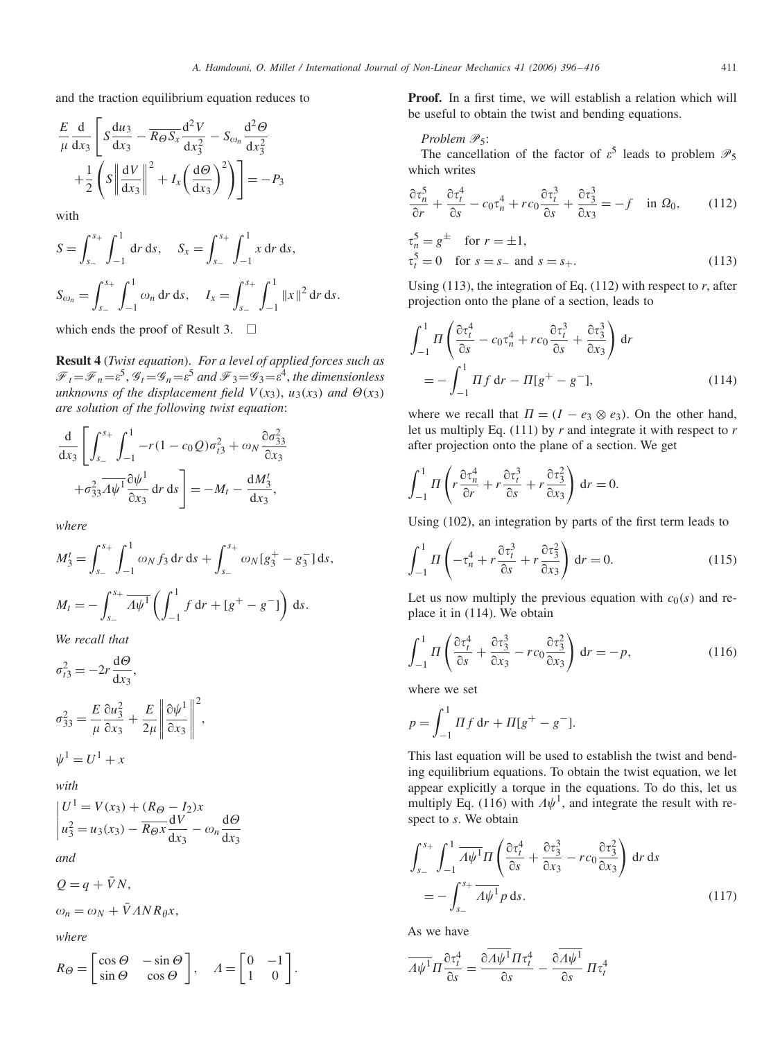and the traction equilibrium equation reduces to

$$\frac{E}{\mu}\frac{\mathrm{d}}{\mathrm{d}x_3}\left[S\frac{\mathrm{d}u_3}{\mathrm{d}x_3}-\overline{R_\Theta S_x}\frac{\mathrm{d}^2V}{\mathrm{d}x_3^2}-S_{\omega_n}\frac{\mathrm{d}^2\Theta}{\mathrm{d}x_3^2}+\frac{1}{2}\left(S\left\|\frac{\mathrm{d}V}{\mathrm{d}x_3}\right\|^2+I_x\left(\frac{\mathrm{d}\Theta}{\mathrm{d}x_3}\right)^2\right)\right]=-P_3$$

with

$$S=\int_{s_-}^{s_+}\int_{-1}^{1}\mathrm{d}r\,\mathrm{d}s,\quad S_x=\int_{s_-}^{s_+}\int_{-1}^{1}x\,\mathrm{d}r\,\mathrm{d}s,$$

$$S_{\omega_n}=\int_{s_-}^{s_+}\int_{-1}^{1}\omega_n\,\mathrm{d}r\,\mathrm{d}s,\quad I_x=\int_{s_-}^{s_+}\int_{-1}^{1}\|x\|^2\,\mathrm{d}r\,\mathrm{d}s.$$

which ends the proof of Result 3. □

**Result 4** (*Twist equation*). *For a level of applied forces such as $\mathscr{F}_t=\mathscr{F}_n=\varepsilon^5$, $\mathscr{G}_t=\mathscr{G}_n=\varepsilon^5$ and $\mathscr{F}_3=\mathscr{G}_3=\varepsilon^4$, the dimensionless unknowns of the displacement field $V(x_3)$, $u_3(x_3)$ and $\Theta(x_3)$ are solution of the following twist equation*:

$$\frac{\mathrm{d}}{\mathrm{d}x_3}\left[\int_{s_-}^{s_+}\int_{-1}^{1}-r(1-c_0Q)\sigma_{t3}^2+\omega_N\frac{\partial\sigma_{33}^2}{\partial x_3}+\sigma_{33}^2\overline{\Lambda\psi^1}\frac{\partial\psi^1}{\partial x_3}\,\mathrm{d}r\,\mathrm{d}s\right]=-M_t-\frac{\mathrm{d}M_3^t}{\mathrm{d}x_3},$$

*where*

$$M_3^t=\int_{s_-}^{s_+}\int_{-1}^{1}\omega_N f_3\,\mathrm{d}r\,\mathrm{d}s+\int_{s_-}^{s_+}\omega_N[g_3^+-g_3^-]\,\mathrm{d}s,$$

$$M_t=-\int_{s_-}^{s_+}\overline{\Lambda\psi^1}\left(\int_{-1}^{1}f\,\mathrm{d}r+[g^+-g^-]\right)\,\mathrm{d}s.$$

*We recall that*

$$\sigma_{t3}^2=-2r\frac{\mathrm{d}\Theta}{\mathrm{d}x_3},$$

$$\sigma_{33}^2=\frac{E}{\mu}\frac{\partial u_3^2}{\partial x_3}+\frac{E}{2\mu}\left\|\frac{\partial\psi^1}{\partial x_3}\right\|^2,$$

$$\psi^1=U^1+x$$

*with*

$$\left|\begin{aligned}&U^1=V(x_3)+(R_\Theta-I_2)x\\&u_3^2=u_3(x_3)-\overline{R_\Theta x}\frac{\mathrm{d}V}{\mathrm{d}x_3}-\omega_n\frac{\mathrm{d}\Theta}{\mathrm{d}x_3}\end{aligned}\right.$$

*and*

$$Q=q+\bar{V}N,$$

$$\omega_n=\omega_N+\bar{V}\Lambda NR_\theta x,$$

*where*

$$R_\Theta=\begin{bmatrix}\cos\Theta & -\sin\Theta\\ \sin\Theta & \cos\Theta\end{bmatrix},\quad \Lambda=\begin{bmatrix}0 & -1\\ 1 & 0\end{bmatrix}.$$

**Proof.** In a first time, we will establish a relation which will be useful to obtain the twist and bending equations.

*Problem $\mathscr{P}_5$*:

The cancellation of the factor of $\varepsilon^5$ leads to problem $\mathscr{P}_5$ which writes

$$\frac{\partial\tau_n^5}{\partial r}+\frac{\partial\tau_t^4}{\partial s}-c_0\tau_n^4+rc_0\frac{\partial\tau_t^3}{\partial s}+\frac{\partial\tau_3^3}{\partial x_3}=-f\quad\text{in }\Omega_0,\tag{112}$$

$$\begin{aligned}&\tau_n^5=g^\pm\quad\text{for } r=\pm1,\\&\tau_t^5=0\quad\text{for } s=s_-\text{ and } s=s_+.\end{aligned}\tag{113}$$

Using (113), the integration of Eq. (112) with respect to $r$, after projection onto the plane of a section, leads to

$$\int_{-1}^{1}\Pi\left(\frac{\partial\tau_t^4}{\partial s}-c_0\tau_n^4+rc_0\frac{\partial\tau_t^3}{\partial s}+\frac{\partial\tau_3^3}{\partial x_3}\right)\mathrm{d}r=-\int_{-1}^{1}\Pi f\,\mathrm{d}r-\Pi[g^+-g^-],\tag{114}$$

where we recall that $\Pi=(I-e_3\otimes e_3)$. On the other hand, let us multiply Eq. (111) by $r$ and integrate it with respect to $r$ after projection onto the plane of a section. We get

$$\int_{-1}^{1}\Pi\left(r\frac{\partial\tau_n^4}{\partial r}+r\frac{\partial\tau_t^3}{\partial s}+r\frac{\partial\sigma_3^2}{\partial x_3}\right)\mathrm{d}r=0.$$

Using (102), an integration by parts of the first term leads to

$$\int_{-1}^{1}\Pi\left(-\tau_n^4+r\frac{\partial\tau_t^3}{\partial s}+r\frac{\partial\tau_3^2}{\partial x_3}\right)\mathrm{d}r=0.\tag{115}$$

Let us now multiply the previous equation with $c_0(s)$ and replace it in (114). We obtain

$$\int_{-1}^{1}\Pi\left(\frac{\partial\tau_t^4}{\partial s}+\frac{\partial\tau_3^3}{\partial x_3}-rc_0\frac{\partial\tau_3^2}{\partial x_3}\right)\mathrm{d}r=-p,\tag{116}$$

where we set

$$p=\int_{-1}^{1}\Pi f\,\mathrm{d}r+\Pi[g^+-g^-].$$

This last equation will be used to establish the twist and bending equilibrium equations. To obtain the twist equation, we let appear explicitly a torque in the equations. To do this, let us multiply Eq. (116) with $\Lambda\psi^1$, and integrate the result with respect to $s$. We obtain

$$\int_{s_-}^{s_+}\int_{-1}^{1}\overline{\Lambda\psi^1}\Pi\left(\frac{\partial\tau_t^4}{\partial s}+\frac{\partial\tau_3^3}{\partial x_3}-rc_0\frac{\partial\tau_3^2}{\partial x_3}\right)\mathrm{d}r\,\mathrm{d}s=-\int_{s_-}^{s_+}\overline{\Lambda\psi^1}p\,\mathrm{d}s.\tag{117}$$

As we have

$$\overline{\Lambda\psi^1}\Pi\frac{\partial\tau_t^4}{\partial s}=\frac{\partial\overline{\Lambda\psi^1}\Pi\tau_t^4}{\partial s}-\frac{\partial\overline{\Lambda\psi^1}}{\partial s}\Pi\tau_t^4$$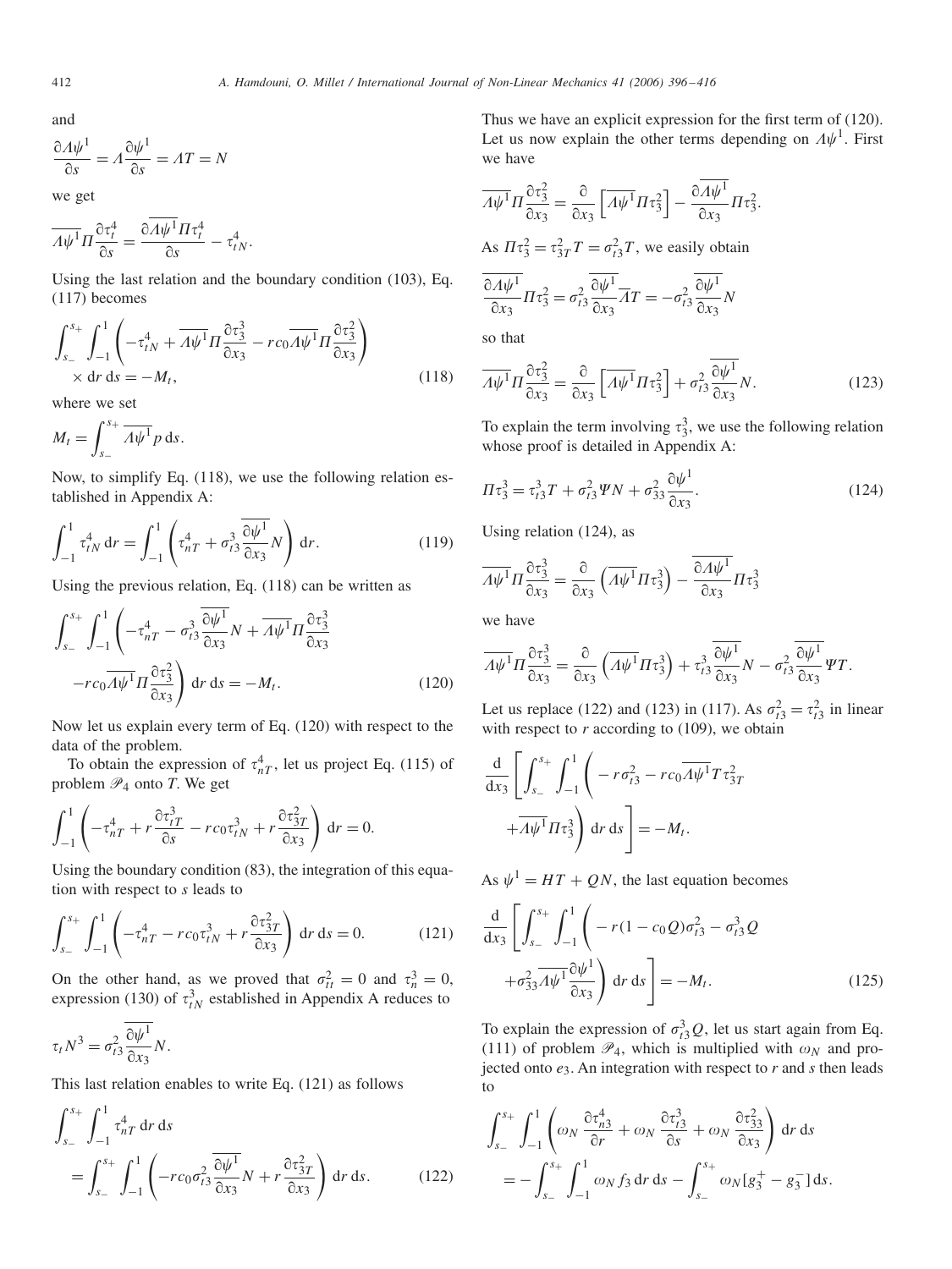and

$$\frac{\partial \Lambda\psi^1}{\partial s} = \Lambda \frac{\partial \psi^1}{\partial s} = \Lambda T = N$$

we get

$$\overline{\Lambda\psi^1}\Pi\frac{\partial \tau_t^4}{\partial s} = \frac{\partial \overline{\Lambda\psi^1}\Pi\tau_t^4}{\partial s} - \tau_{tN}^4.$$

Using the last relation and the boundary condition (103), Eq. (117) becomes

$$\int_{s_-}^{s_+}\int_{-1}^{1}\left(-\tau_{tN}^4 + \overline{\Lambda\psi^1}\Pi\frac{\partial \tau_3^3}{\partial x_3} - rc_0\overline{\Lambda\psi^1}\Pi\frac{\partial \tau_3^2}{\partial x_3}\right) \times \mathrm{d}r\,\mathrm{d}s = -M_t, \tag{118}$$

where we set

$$M_t = \int_{s_-}^{s_+}\overline{\Lambda\psi^1}p\,\mathrm{d}s.$$

Now, to simplify Eq. (118), we use the following relation established in Appendix A:

$$\int_{-1}^{1}\tau_{tN}^4\,\mathrm{d}r = \int_{-1}^{1}\left(\tau_{nT}^4 + \sigma_{t3}^3\overline{\frac{\partial\psi^1}{\partial x_3}}N\right)\mathrm{d}r. \tag{119}$$

Using the previous relation, Eq. (118) can be written as

$$\int_{s_-}^{s_+}\int_{-1}^{1}\left(-\tau_{nT}^4 - \sigma_{t3}^3\overline{\frac{\partial\psi^1}{\partial x_3}}N + \overline{\Lambda\psi^1}\Pi\frac{\partial \tau_3^3}{\partial x_3} - rc_0\overline{\Lambda\psi^1}\Pi\frac{\partial \tau_3^2}{\partial x_3}\right)\mathrm{d}r\,\mathrm{d}s = -M_t. \tag{120}$$

Now let us explain every term of Eq. (120) with respect to the data of the problem.

To obtain the expression of $\tau_{nT}^4$, let us project Eq. (115) of problem $\mathscr{P}_4$ onto $T$. We get

$$\int_{-1}^{1}\left(-\tau_{nT}^4 + r\frac{\partial \tau_{tT}^3}{\partial s} - rc_0\tau_{tN}^3 + r\frac{\partial \tau_{3T}^2}{\partial x_3}\right)\mathrm{d}r = 0.$$

Using the boundary condition (83), the integration of this equation with respect to $s$ leads to

$$\int_{s_-}^{s_+}\int_{-1}^{1}\left(-\tau_{nT}^4 - rc_0\tau_{tN}^3 + r\frac{\partial \tau_{3T}^2}{\partial x_3}\right)\mathrm{d}r\,\mathrm{d}s = 0. \tag{121}$$

On the other hand, as we proved that $\sigma_{tt}^2 = 0$ and $\tau_n^3 = 0$, expression (130) of $\tau_{tN}^3$ established in Appendix A reduces to

$$\tau_t N^3 = \sigma_{t3}^2\overline{\frac{\partial\psi^1}{\partial x_3}}N.$$

This last relation enables to write Eq. (121) as follows

$$\int_{s_-}^{s_+}\int_{-1}^{1}\tau_{nT}^4\,\mathrm{d}r\,\mathrm{d}s = \int_{s_-}^{s_+}\int_{-1}^{1}\left(-rc_0\sigma_{t3}^2\overline{\frac{\partial\psi^1}{\partial x_3}}N + r\frac{\partial \tau_{3T}^2}{\partial x_3}\right)\mathrm{d}r\,\mathrm{d}s. \tag{122}$$

Thus we have an explicit expression for the first term of (120). Let us now explain the other terms depending on $\Lambda\psi^1$. First we have

$$\overline{\Lambda\psi^1}\Pi\frac{\partial \tau_3^2}{\partial x_3} = \frac{\partial}{\partial x_3}\left[\overline{\Lambda\psi^1}\Pi\tau_3^2\right] - \frac{\partial\overline{\Lambda\psi^1}}{\partial x_3}\Pi\tau_3^2.$$

As $\Pi\tau_3^2 = \tau_{3T}^2 T = \sigma_{t3}^2 T$, we easily obtain

$$\frac{\partial\overline{\Lambda\psi^1}}{\partial x_3}\Pi\tau_3^2 = \sigma_{t3}^2\overline{\frac{\partial\psi^1}{\partial x_3}}\overline{\Lambda}T = -\sigma_{t3}^2\overline{\frac{\partial\psi^1}{\partial x_3}}N$$

so that

$$\overline{\Lambda\psi^1}\Pi\frac{\partial \tau_3^2}{\partial x_3} = \frac{\partial}{\partial x_3}\left[\overline{\Lambda\psi^1}\Pi\tau_3^2\right] + \sigma_{t3}^2\overline{\frac{\partial\psi^1}{\partial x_3}}N. \tag{123}$$

To explain the term involving $\tau_3^3$, we use the following relation whose proof is detailed in Appendix A:

$$\Pi\tau_3^3 = \tau_{t3}^3 T + \sigma_{t3}^2\Psi N + \sigma_{33}^2\frac{\partial\psi^1}{\partial x_3}. \tag{124}$$

Using relation (124), as

$$\overline{\Lambda\psi^1}\Pi\frac{\partial \tau_3^3}{\partial x_3} = \frac{\partial}{\partial x_3}\left(\overline{\Lambda\psi^1}\Pi\tau_3^3\right) - \frac{\overline{\partial\Lambda\psi^1}}{\partial x_3}\Pi\tau_3^3$$

we have

$$\overline{\Lambda\psi^1}\Pi\frac{\partial \tau_3^3}{\partial x_3} = \frac{\partial}{\partial x_3}\left(\overline{\Lambda\psi^1}\Pi\tau_3^3\right) + \tau_{t3}^3\overline{\frac{\partial\psi^1}{\partial x_3}}N - \sigma_{t3}^2\overline{\frac{\partial\psi^1}{\partial x_3}}\Psi T.$$

Let us replace (122) and (123) in (117). As $\sigma_{t3}^2 = \tau_{t3}^2$ in linear with respect to $r$ according to (109), we obtain

$$\frac{\mathrm{d}}{\mathrm{d}x_3}\left[\int_{s_-}^{s_+}\int_{-1}^{1}\left(-r\sigma_{t3}^2 - rc_0\overline{\Lambda\psi^1}T\tau_{3T}^2 + \overline{\Lambda\psi^1}\Pi\tau_3^3\right)\mathrm{d}r\,\mathrm{d}s\right] = -M_t.$$

As $\psi^1 = HT + QN$, the last equation becomes

$$\frac{\mathrm{d}}{\mathrm{d}x_3}\left[\int_{s_-}^{s_+}\int_{-1}^{1}\left(-r(1-c_0Q)\sigma_{t3}^2 - \sigma_{t3}^3 Q + \sigma_{33}^2\overline{\Lambda\psi^1}\frac{\partial\psi^1}{\partial x_3}\right)\mathrm{d}r\,\mathrm{d}s\right] = -M_t. \tag{125}$$

To explain the expression of $\sigma_{t3}^3 Q$, let us start again from Eq. (111) of problem $\mathscr{P}_4$, which is multiplied with $\omega_N$ and projected onto $e_3$. An integration with respect to $r$ and $s$ then leads to

$$\int_{s_-}^{s_+}\int_{-1}^{1}\left(\omega_N\,\frac{\partial \tau_{n3}^4}{\partial r} + \omega_N\,\frac{\partial \tau_{t3}^3}{\partial s} + \omega_N\,\frac{\partial \tau_{33}^2}{\partial x_3}\right)\mathrm{d}r\,\mathrm{d}s = -\int_{s_-}^{s_+}\int_{-1}^{1}\omega_N f_3\,\mathrm{d}r\,\mathrm{d}s - \int_{s_-}^{s_+}\omega_N[g_3^+ - g_3^-]\,\mathrm{d}s.$$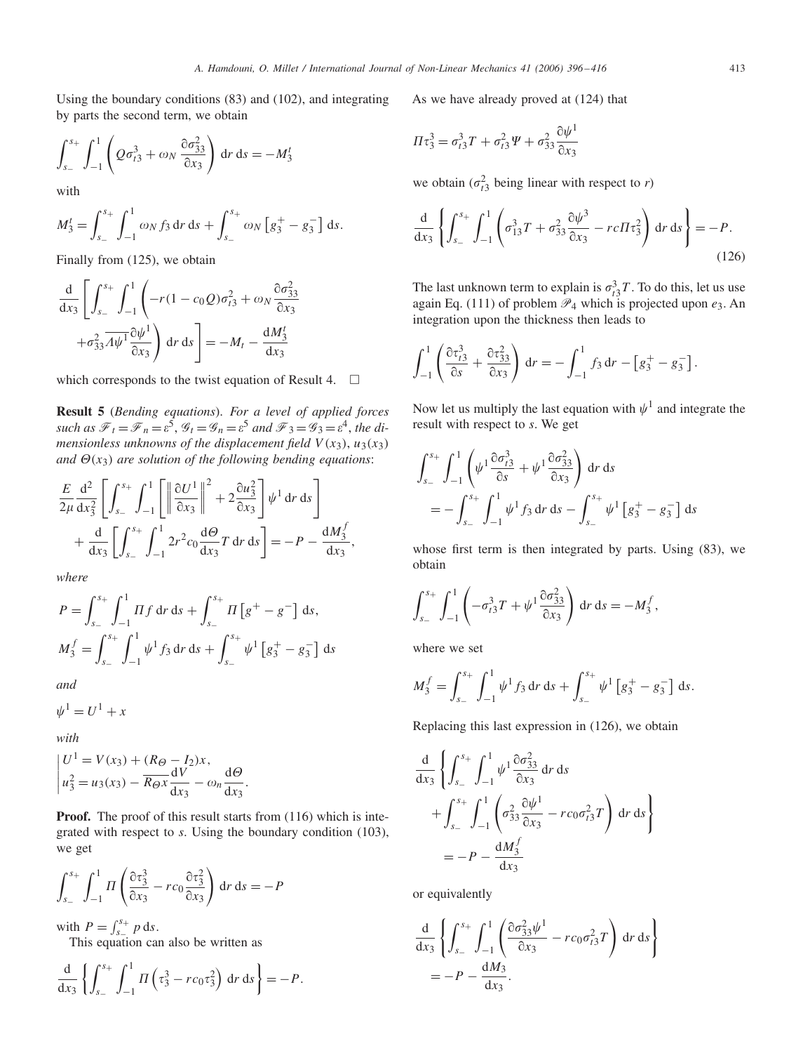Using the boundary conditions (83) and (102), and integrating by parts the second term, we obtain

$$\int_{s_-}^{s_+}\int_{-1}^{1}\left(Q\sigma_{t3}^3+\omega_N\frac{\partial\sigma_{33}^2}{\partial x_3}\right)\,\mathrm{d}r\,\mathrm{d}s=-M_3^t$$

with

$$M_3^t=\int_{s_-}^{s_+}\int_{-1}^{1}\omega_N f_3\,\mathrm{d}r\,\mathrm{d}s+\int_{s_-}^{s_+}\omega_N\left[g_3^+-g_3^-\right]\,\mathrm{d}s.$$

Finally from (125), we obtain

$$\frac{\mathrm{d}}{\mathrm{d}x_3}\left[\int_{s_-}^{s_+}\int_{-1}^{1}\left(-r(1-c_0Q)\sigma_{t3}^2+\omega_N\frac{\partial\sigma_{33}^2}{\partial x_3}\right.\right.$$
$$\left.\left.+\sigma_{33}^2\overline{\Lambda\psi^1}\frac{\partial\psi^1}{\partial x_3}\right)\,\mathrm{d}r\,\mathrm{d}s\right]=-M_t-\frac{\mathrm{d}M_3^t}{\mathrm{d}x_3}$$

which corresponds to the twist equation of Result 4. $\square$

**Result 5** (*Bending equations*). *For a level of applied forces such as $\mathscr{F}_t=\mathscr{F}_n=\varepsilon^5$, $\mathscr{G}_t=\mathscr{G}_n=\varepsilon^5$ and $\mathscr{F}_3=\mathscr{G}_3=\varepsilon^4$, the dimensionless unknowns of the displacement field $V(x_3)$, $u_3(x_3)$ and $\Theta(x_3)$ are solution of the following bending equations*:

$$\frac{E}{2\mu}\frac{\mathrm{d}^2}{\mathrm{d}x_3^2}\left[\int_{s_-}^{s_+}\int_{-1}^{1}\left[\left\|\frac{\partial U^1}{\partial x_3}\right\|^2+2\frac{\partial u_3^2}{\partial x_3}\right]\psi^1\,\mathrm{d}r\,\mathrm{d}s\right]$$
$$+\frac{\mathrm{d}}{\mathrm{d}x_3}\left[\int_{s_-}^{s_+}\int_{-1}^{1}2r^2c_0\frac{\mathrm{d}\Theta}{\mathrm{d}x_3}T\,\mathrm{d}r\,\mathrm{d}s\right]=-P-\frac{\mathrm{d}M_3^f}{\mathrm{d}x_3},$$

*where*

$$P=\int_{s_-}^{s_+}\int_{-1}^{1}\Pi f\,\mathrm{d}r\,\mathrm{d}s+\int_{s_-}^{s_+}\Pi\left[g^+-g^-\right]\,\mathrm{d}s,$$
$$M_3^f=\int_{s_-}^{s_+}\int_{-1}^{1}\psi^1 f_3\,\mathrm{d}r\,\mathrm{d}s+\int_{s_-}^{s_+}\psi^1\left[g_3^+-g_3^-\right]\,\mathrm{d}s$$

*and*

$$\psi^1=U^1+x$$

*with*

$$\left|\begin{array}{l}U^1=V(x_3)+(R_\Theta-I_2)x,\\ u_3^2=u_3(x_3)-\overline{R_\Theta x}\dfrac{\mathrm{d}V}{\mathrm{d}x_3}-\omega_n\dfrac{\mathrm{d}\Theta}{\mathrm{d}x_3}.\end{array}\right.$$

**Proof.** The proof of this result starts from (116) which is integrated with respect to $s$. Using the boundary condition (103), we get

$$\int_{s_-}^{s_+}\int_{-1}^{1}\Pi\left(\frac{\partial\tau_3^3}{\partial x_3}-rc_0\frac{\partial\tau_3^2}{\partial x_3}\right)\,\mathrm{d}r\,\mathrm{d}s=-P$$

with $P=\int_{s_-}^{s_+}p\,\mathrm{d}s$.

This equation can also be written as

$$\frac{\mathrm{d}}{\mathrm{d}x_3}\left\{\int_{s_-}^{s_+}\int_{-1}^{1}\Pi\left(\tau_3^3-rc_0\tau_3^2\right)\,\mathrm{d}r\,\mathrm{d}s\right\}=-P.$$

As we have already proved at (124) that

$$\Pi\tau_3^3=\sigma_{t3}^3T+\sigma_{t3}^2\Psi+\sigma_{33}^2\frac{\partial\psi^1}{\partial x_3}$$

we obtain ($\sigma_{t3}^2$ being linear with respect to $r$)

$$\frac{\mathrm{d}}{\mathrm{d}x_3}\left\{\int_{s_-}^{s_+}\int_{-1}^{1}\left(\sigma_{13}^3T+\sigma_{33}^2\frac{\partial\psi^3}{\partial x_3}-rc\Pi\tau_3^2\right)\,\mathrm{d}r\,\mathrm{d}s\right\}=-P. \tag{126}$$

The last unknown term to explain is $\sigma_{t3}^3T$. To do this, let us use again Eq. (111) of problem $\mathscr{P}_4$ which is projected upon $e_3$. An integration upon the thickness then leads to

$$\int_{-1}^{1}\left(\frac{\partial\tau_{t3}^3}{\partial s}+\frac{\partial\tau_{33}^2}{\partial x_3}\right)\,\mathrm{d}r=-\int_{-1}^{1}f_3\,\mathrm{d}r-\left[g_3^+-g_3^-\right].$$

Now let us multiply the last equation with $\psi^1$ and integrate the result with respect to $s$. We get

$$\int_{s_-}^{s_+}\int_{-1}^{1}\left(\psi^1\frac{\partial\sigma_{t3}^3}{\partial s}+\psi^1\frac{\partial\sigma_{33}^2}{\partial x_3}\right)\,\mathrm{d}r\,\mathrm{d}s$$
$$=-\int_{s_-}^{s_+}\int_{-1}^{1}\psi^1 f_3\,\mathrm{d}r\,\mathrm{d}s-\int_{s_-}^{s_+}\psi^1\left[g_3^+-g_3^-\right]\,\mathrm{d}s$$

whose first term is then integrated by parts. Using (83), we obtain

$$\int_{s_-}^{s_+}\int_{-1}^{1}\left(-\sigma_{t3}^3T+\psi^1\frac{\partial\sigma_{33}^2}{\partial x_3}\right)\,\mathrm{d}r\,\mathrm{d}s=-M_3^f,$$

where we set

$$M_3^f=\int_{s_-}^{s_+}\int_{-1}^{1}\psi^1 f_3\,\mathrm{d}r\,\mathrm{d}s+\int_{s_-}^{s_+}\psi^1\left[g_3^+-g_3^-\right]\,\mathrm{d}s.$$

Replacing this last expression in (126), we obtain

$$\frac{\mathrm{d}}{\mathrm{d}x_3}\left\{\int_{s_-}^{s_+}\int_{-1}^{1}\psi^1\frac{\partial\sigma_{33}^2}{\partial x_3}\,\mathrm{d}r\,\mathrm{d}s\right.$$
$$\left.+\int_{s_-}^{s_+}\int_{-1}^{1}\left(\sigma_{33}^2\frac{\partial\psi^1}{\partial x_3}-rc_0\sigma_{t3}^2T\right)\,\mathrm{d}r\,\mathrm{d}s\right\}$$
$$=-P-\frac{\mathrm{d}M_3^f}{\mathrm{d}x_3}$$

or equivalently

$$\frac{\mathrm{d}}{\mathrm{d}x_3}\left\{\int_{s_-}^{s_+}\int_{-1}^{1}\left(\frac{\partial\sigma_{33}^2\psi^1}{\partial x_3}-rc_0\sigma_{t3}^2T\right)\,\mathrm{d}r\,\mathrm{d}s\right\}$$
$$=-P-\frac{\mathrm{d}M_3}{\mathrm{d}x_3}.$$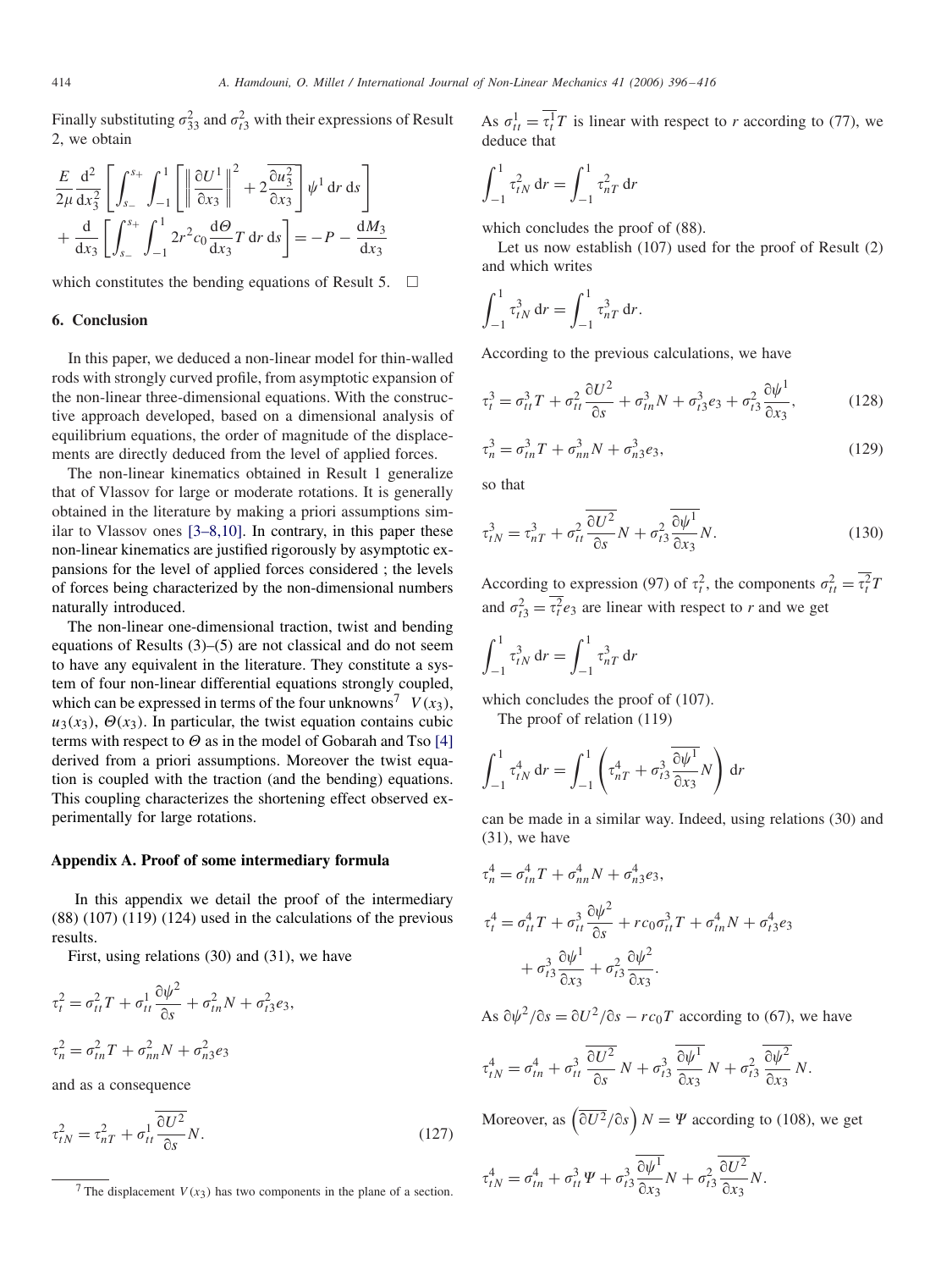Finally substituting $\sigma_{33}^2$ and $\sigma_{t3}^2$ with their expressions of Result 2, we obtain

$$\frac{E}{2\mu}\frac{\mathrm{d}^2}{\mathrm{d}x_3^2}\left[\int_{s_-}^{s_+}\int_{-1}^{1}\left[\left\|\frac{\partial U^1}{\partial x_3}\right\|^2+2\overline{\frac{\partial u_3^2}{\partial x_3}}\right]\psi^1\,\mathrm{d}r\,\mathrm{d}s\right] + \frac{\mathrm{d}}{\mathrm{d}x_3}\left[\int_{s_-}^{s_+}\int_{-1}^{1}2r^2c_0\frac{\mathrm{d}\Theta}{\mathrm{d}x_3}T\,\mathrm{d}r\,\mathrm{d}s\right]=-P-\frac{\mathrm{d}M_3}{\mathrm{d}x_3}$$

which constitutes the bending equations of Result 5. □

## 6. Conclusion

In this paper, we deduced a non-linear model for thin-walled rods with strongly curved profile, from asymptotic expansion of the non-linear three-dimensional equations. With the constructive approach developed, based on a dimensional analysis of equilibrium equations, the order of magnitude of the displacements are directly deduced from the level of applied forces.

The non-linear kinematics obtained in Result 1 generalize that of Vlassov for large or moderate rotations. It is generally obtained in the literature by making a priori assumptions similar to Vlassov ones [3–8,10]. In contrary, in this paper these non-linear kinematics are justified rigorously by asymptotic expansions for the level of applied forces considered ; the levels of forces being characterized by the non-dimensional numbers naturally introduced.

The non-linear one-dimensional traction, twist and bending equations of Results (3)–(5) are not classical and do not seem to have any equivalent in the literature. They constitute a system of four non-linear differential equations strongly coupled, which can be expressed in terms of the four unknowns[7] $V(x_3)$, $u_3(x_3)$, $\Theta(x_3)$. In particular, the twist equation contains cubic terms with respect to $\Theta$ as in the model of Gobarah and Tso [4] derived from a priori assumptions. Moreover the twist equation is coupled with the traction (and the bending) equations. This coupling characterizes the shortening effect observed experimentally for large rotations.

## Appendix A. Proof of some intermediary formula

In this appendix we detail the proof of the intermediary (88) (107) (119) (124) used in the calculations of the previous results.

First, using relations (30) and (31), we have

$$\tau_t^2=\sigma_{tt}^2T+\sigma_{tt}^1\frac{\partial\psi^2}{\partial s}+\sigma_{tn}^2N+\sigma_{t3}^2e_3,$$

$$\tau_n^2=\sigma_{tn}^2T+\sigma_{nn}^2N+\sigma_{n3}^2e_3$$

and as a consequence

$$\tau_{tN}^2=\tau_{nT}^2+\sigma_{tt}^1\overline{\frac{\partial U^2}{\partial s}}N. \tag{127}$$

As $\sigma_{tt}^1=\overline{\tau_t^1}T$ is linear with respect to $r$ according to (77), we deduce that

$$\int_{-1}^{1}\tau_{tN}^2\,\mathrm{d}r=\int_{-1}^{1}\tau_{nT}^2\,\mathrm{d}r$$

which concludes the proof of (88).

Let us now establish (107) used for the proof of Result (2) and which writes

$$\int_{-1}^{1}\tau_{tN}^3\,\mathrm{d}r=\int_{-1}^{1}\tau_{nT}^3\,\mathrm{d}r.$$

According to the previous calculations, we have

$$\tau_t^3=\sigma_{tt}^3T+\sigma_{tt}^2\frac{\partial U^2}{\partial s}+\sigma_{tn}^3N+\sigma_{t3}^3e_3+\sigma_{t3}^2\frac{\partial\psi^1}{\partial x_3}, \tag{128}$$

$$\tau_n^3=\sigma_{tn}^3T+\sigma_{nn}^3N+\sigma_{n3}^3e_3, \tag{129}$$

so that

$$\tau_{tN}^3=\tau_{nT}^3+\sigma_{tt}^2\overline{\frac{\partial U^2}{\partial s}}N+\sigma_{t3}^2\overline{\frac{\partial\psi^1}{\partial x_3}}N. \tag{130}$$

According to expression (97) of $\tau_t^2$, the components $\sigma_{tt}^2=\overline{\tau_t^2}T$ and $\sigma_{t3}^2=\overline{\tau_t^2}e_3$ are linear with respect to $r$ and we get

$$\int_{-1}^{1}\tau_{tN}^3\,\mathrm{d}r=\int_{-1}^{1}\tau_{nT}^3\,\mathrm{d}r$$

which concludes the proof of (107).

The proof of relation (119)

$$\int_{-1}^{1}\tau_{tN}^4\,\mathrm{d}r=\int_{-1}^{1}\left(\tau_{nT}^4+\sigma_{t3}^3\overline{\frac{\partial\psi^1}{\partial x_3}}N\right)\mathrm{d}r$$

can be made in a similar way. Indeed, using relations (30) and (31), we have

$$\tau_n^4=\sigma_{tn}^4T+\sigma_{nn}^4N+\sigma_{n3}^4e_3,$$

$$\tau_t^4=\sigma_{tt}^4T+\sigma_{tt}^3\frac{\partial\psi^2}{\partial s}+rc_0\sigma_{tt}^3T+\sigma_{tn}^4N+\sigma_{t3}^4e_3+\sigma_{t3}^3\frac{\partial\psi^1}{\partial x_3}+\sigma_{t3}^2\frac{\partial\psi^2}{\partial x_3}.$$

As $\partial\psi^2/\partial s=\partial U^2/\partial s-rc_0T$ according to (67), we have

$$\tau_{tN}^4=\sigma_{tn}^4+\sigma_{tt}^3\,\overline{\frac{\partial U^2}{\partial s}}\,N+\sigma_{t3}^3\,\overline{\frac{\partial\psi^1}{\partial x_3}}\,N+\sigma_{t3}^2\,\overline{\frac{\partial\psi^2}{\partial x_3}}\,N.$$

Moreover, as $\left(\overline{\partial U^2}/\partial s\right)N=\Psi$ according to (108), we get

$$\tau_{tN}^4=\sigma_{tn}^4+\sigma_{tt}^3\Psi+\sigma_{t3}^3\overline{\frac{\partial\psi^1}{\partial x_3}}N+\sigma_{t3}^2\overline{\frac{\partial U^2}{\partial x_3}}N.$$

---

[7] The displacement $V(x_3)$ has two components in the plane of a section.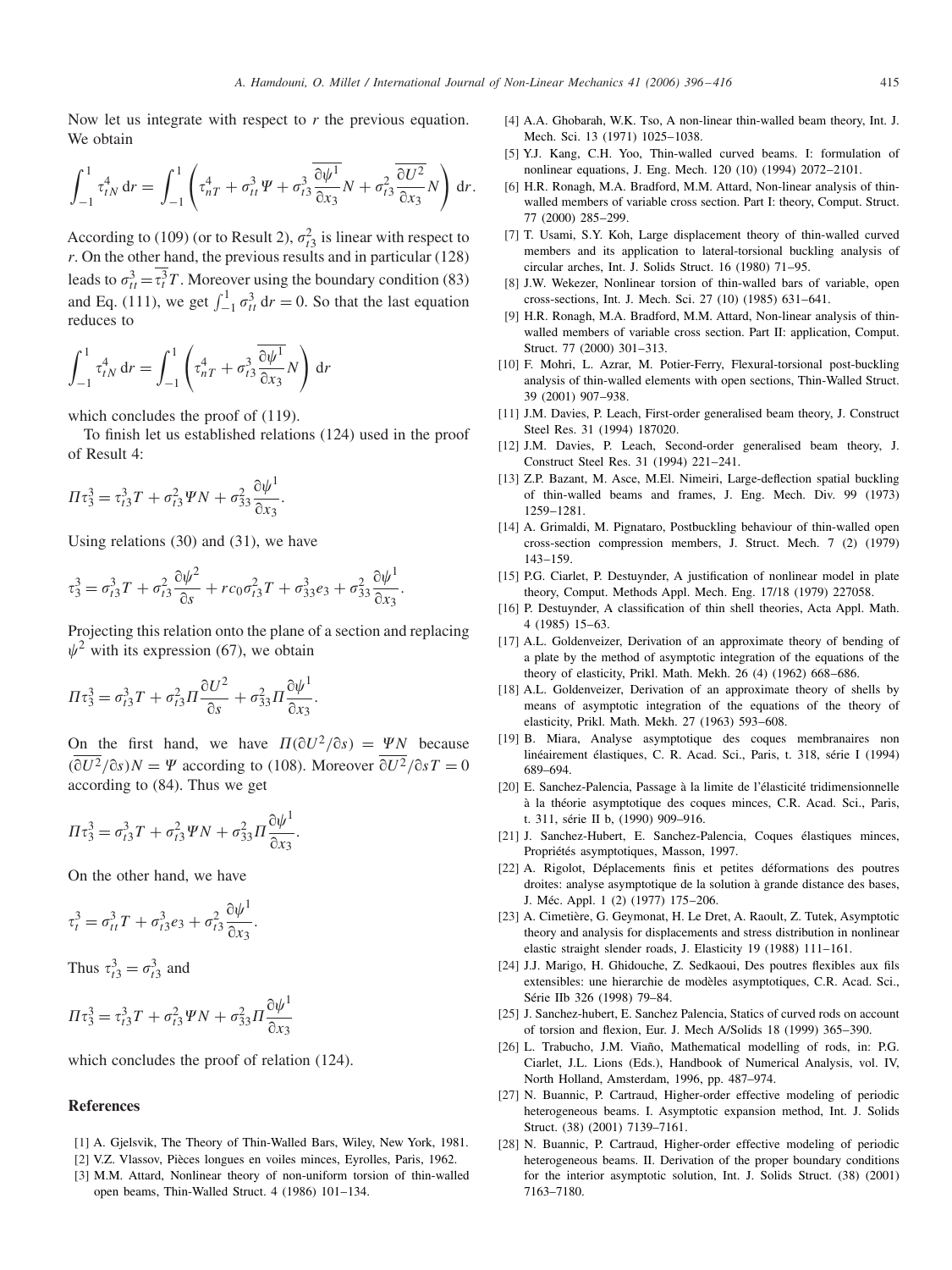Now let us integrate with respect to $r$ the previous equation. We obtain

$$\int_{-1}^{1} \tau_{tN}^4 \, dr = \int_{-1}^{1} \left( \tau_{nT}^4 + \sigma_{tt}^3 \Psi + \sigma_{t3}^3 \overline{\frac{\partial \psi^1}{\partial x_3}} N + \sigma_{t3}^2 \overline{\frac{\partial U^2}{\partial x_3}} N \right) dr.$$

According to (109) (or to Result 2), $\sigma_{t3}^2$ is linear with respect to $r$. On the other hand, the previous results and in particular (128) leads to $\sigma_{tt}^3 = \overline{\tau_t^3} T$. Moreover using the boundary condition (83) and Eq. (111), we get $\int_{-1}^{1} \sigma_{tt}^3 \, dr = 0$. So that the last equation reduces to

$$\int_{-1}^{1} \tau_{tN}^4 \, dr = \int_{-1}^{1} \left( \tau_{nT}^4 + \sigma_{t3}^3 \overline{\frac{\partial \psi^1}{\partial x_3}} N \right) dr$$

which concludes the proof of (119).

To finish let us established relations (124) used in the proof of Result 4:

$$\Pi \tau_3^3 = \tau_{t3}^3 T + \sigma_{t3}^2 \Psi N + \sigma_{33}^2 \frac{\partial \psi^1}{\partial x_3}.$$

Using relations (30) and (31), we have

$$\tau_3^3 = \sigma_{t3}^3 T + \sigma_{t3}^2 \frac{\partial \psi^2}{\partial s} + r c_0 \sigma_{t3}^2 T + \sigma_{33}^3 e_3 + \sigma_{33}^2 \frac{\partial \psi^1}{\partial x_3}.$$

Projecting this relation onto the plane of a section and replacing $\psi^2$ with its expression (67), we obtain

$$\Pi \tau_3^3 = \sigma_{t3}^3 T + \sigma_{t3}^2 \Pi \frac{\partial U^2}{\partial s} + \sigma_{33}^2 \Pi \frac{\partial \psi^1}{\partial x_3}.$$

On the first hand, we have $\Pi(\partial U^2/\partial s) = \Psi N$ because $(\overline{\partial U^2}/\partial s) N = \Psi$ according to (108). Moreover $\overline{\partial U^2}/\partial s T = 0$ according to (84). Thus we get

$$\Pi \tau_3^3 = \sigma_{t3}^3 T + \sigma_{t3}^2 \Psi N + \sigma_{33}^2 \Pi \frac{\partial \psi^1}{\partial x_3}.$$

On the other hand, we have

$$\tau_t^3 = \sigma_{tt}^3 T + \sigma_{t3}^3 e_3 + \sigma_{t3}^2 \frac{\partial \psi^1}{\partial x_3}.$$

Thus $\tau_{t3}^3 = \sigma_{t3}^3$ and

$$\Pi \tau_3^3 = \tau_{t3}^3 T + \sigma_{t3}^2 \Psi N + \sigma_{33}^2 \Pi \frac{\partial \psi^1}{\partial x_3}$$

which concludes the proof of relation (124).

## References

[1] A. Gjelsvik, The Theory of Thin-Walled Bars, Wiley, New York, 1981.

[2] V.Z. Vlassov, Pièces longues en voiles minces, Eyrolles, Paris, 1962.

[3] M.M. Attard, Nonlinear theory of non-uniform torsion of thin-walled open beams, Thin-Walled Struct. 4 (1986) 101–134.

[4] A.A. Ghobarah, W.K. Tso, A non-linear thin-walled beam theory, Int. J. Mech. Sci. 13 (1971) 1025–1038.

[5] Y.J. Kang, C.H. Yoo, Thin-walled curved beams. I: formulation of nonlinear equations, J. Eng. Mech. 120 (10) (1994) 2072–2101.

[6] H.R. Ronagh, M.A. Bradford, M.M. Attard, Non-linear analysis of thin-walled members of variable cross section. Part I: theory, Comput. Struct. 77 (2000) 285–299.

[7] T. Usami, S.Y. Koh, Large displacement theory of thin-walled curved members and its application to lateral-torsional buckling analysis of circular arches, Int. J. Solids Struct. 16 (1980) 71–95.

[8] J.W. Wekezer, Nonlinear torsion of thin-walled bars of variable, open cross-sections, Int. J. Mech. Sci. 27 (10) (1985) 631–641.

[9] H.R. Ronagh, M.A. Bradford, M.M. Attard, Non-linear analysis of thin-walled members of variable cross section. Part II: application, Comput. Struct. 77 (2000) 301–313.

[10] F. Mohri, L. Azrar, M. Potier-Ferry, Flexural-torsional post-buckling analysis of thin-walled elements with open sections, Thin-Walled Struct. 39 (2001) 907–938.

[11] J.M. Davies, P. Leach, First-order generalised beam theory, J. Construct Steel Res. 31 (1994) 187020.

[12] J.M. Davies, P. Leach, Second-order generalised beam theory, J. Construct Steel Res. 31 (1994) 221–241.

[13] Z.P. Bazant, M. Asce, M.El. Nimeiri, Large-deflection spatial buckling of thin-walled beams and frames, J. Eng. Mech. Div. 99 (1973) 1259–1281.

[14] A. Grimaldi, M. Pignataro, Postbuckling behaviour of thin-walled open cross-section compression members, J. Struct. Mech. 7 (2) (1979) 143–159.

[15] P.G. Ciarlet, P. Destuynder, A justification of nonlinear model in plate theory, Comput. Methods Appl. Mech. Eng. 17/18 (1979) 227058.

[16] P. Destuynder, A classification of thin shell theories, Acta Appl. Math. 4 (1985) 15–63.

[17] A.L. Goldenveizer, Derivation of an approximate theory of bending of a plate by the method of asymptotic integration of the equations of the theory of elasticity, Prikl. Math. Mekh. 26 (4) (1962) 668–686.

[18] A.L. Goldenveizer, Derivation of an approximate theory of shells by means of asymptotic integration of the equations of the theory of elasticity, Prikl. Math. Mekh. 27 (1963) 593–608.

[19] B. Miara, Analyse asymptotique des coques membranaires non linéairement élastiques, C. R. Acad. Sci., Paris, t. 318, série I (1994) 689–694.

[20] E. Sanchez-Palencia, Passage à la limite de l'élasticité tridimensionnelle à la théorie asymptotique des coques minces, C.R. Acad. Sci., Paris, t. 311, série II b, (1990) 909–916.

[21] J. Sanchez-Hubert, E. Sanchez-Palencia, Coques élastiques minces, Propriétés asymptotiques, Masson, 1997.

[22] A. Rigolot, Déplacements finis et petites déformations des poutres droites: analyse asymptotique de la solution à grande distance des bases, J. Méc. Appl. 1 (2) (1977) 175–206.

[23] A. Cimetière, G. Geymonat, H. Le Dret, A. Raoult, Z. Tutek, Asymptotic theory and analysis for displacements and stress distribution in nonlinear elastic straight slender roads, J. Elasticity 19 (1988) 111–161.

[24] J.J. Marigo, H. Ghidouche, Z. Sedkaoui, Des poutres flexibles aux fils extensibles: une hierarchie de modèles asymptotiques, C.R. Acad. Sci., Série IIb 326 (1998) 79–84.

[25] J. Sanchez-hubert, E. Sanchez Palencia, Statics of curved rods on account of torsion and flexion, Eur. J. Mech A/Solids 18 (1999) 365–390.

[26] L. Trabucho, J.M. Viaño, Mathematical modelling of rods, in: P.G. Ciarlet, J.L. Lions (Eds.), Handbook of Numerical Analysis, vol. IV, North Holland, Amsterdam, 1996, pp. 487–974.

[27] N. Buannic, P. Cartraud, Higher-order effective modeling of periodic heterogeneous beams. I. Asymptotic expansion method, Int. J. Solids Struct. (38) (2001) 7139–7161.

[28] N. Buannic, P. Cartraud, Higher-order effective modeling of periodic heterogeneous beams. II. Derivation of the proper boundary conditions for the interior asymptotic solution, Int. J. Solids Struct. (38) (2001) 7163–7180.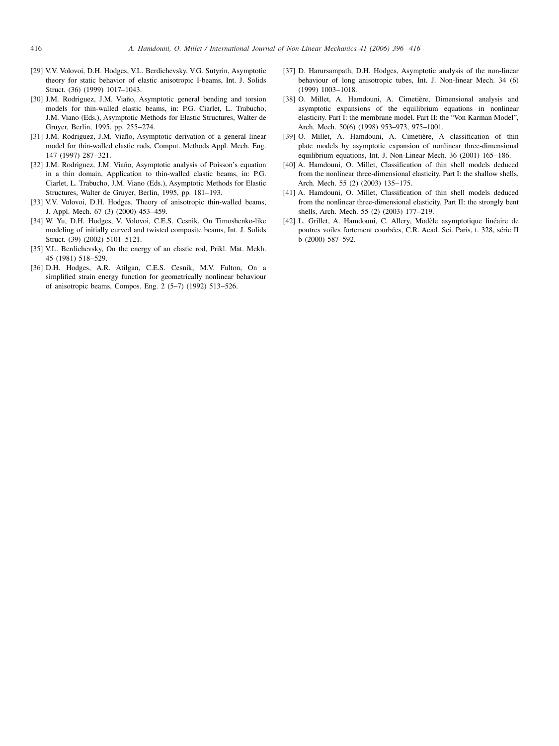[29] V.V. Volovoi, D.H. Hodges, V.L. Berdichevsky, V.G. Sutyrin, Asymptotic theory for static behavior of elastic anisotropic I-beams, Int. J. Solids Struct. (36) (1999) 1017–1043.

[30] J.M. Rodriguez, J.M. Viaño, Asymptotic general bending and torsion models for thin-walled elastic beams, in: P.G. Ciarlet, L. Trabucho, J.M. Viano (Eds.), Asymptotic Methods for Elastic Structures, Walter de Gruyer, Berlin, 1995, pp. 255–274.

[31] J.M. Rodriguez, J.M. Viaño, Asymptotic derivation of a general linear model for thin-walled elastic rods, Comput. Methods Appl. Mech. Eng. 147 (1997) 287–321.

[32] J.M. Rodriguez, J.M. Viaño, Asymptotic analysis of Poisson's equation in a thin domain, Application to thin-walled elastic beams, in: P.G. Ciarlet, L. Trabucho, J.M. Viano (Eds.), Asymptotic Methods for Elastic Structures, Walter de Gruyer, Berlin, 1995, pp. 181–193.

[33] V.V. Volovoi, D.H. Hodges, Theory of anisotropic thin-walled beams, J. Appl. Mech. 67 (3) (2000) 453–459.

[34] W. Yu, D.H. Hodges, V. Volovoi, C.E.S. Cesnik, On Timoshenko-like modeling of initially curved and twisted composite beams, Int. J. Solids Struct. (39) (2002) 5101–5121.

[35] V.L. Berdichevsky, On the energy of an elastic rod, Prikl. Mat. Mekh. 45 (1981) 518–529.

[36] D.H. Hodges, A.R. Atilgan, C.E.S. Cesnik, M.V. Fulton, On a simplified strain energy function for geometrically nonlinear behaviour of anisotropic beams, Compos. Eng. 2 (5–7) (1992) 513–526.

[37] D. Harursampath, D.H. Hodges, Asymptotic analysis of the non-linear behaviour of long anisotropic tubes, Int. J. Non-linear Mech. 34 (6) (1999) 1003–1018.

[38] O. Millet, A. Hamdouni, A. Cimetière, Dimensional analysis and asymptotic expansions of the equilibrium equations in nonlinear elasticity. Part I: the membrane model. Part II: the "Von Karman Model", Arch. Mech. 50(6) (1998) 953–973, 975–1001.

[39] O. Millet, A. Hamdouni, A. Cimetière, A classification of thin plate models by asymptotic expansion of nonlinear three-dimensional equilibrium equations, Int. J. Non-Linear Mech. 36 (2001) 165–186.

[40] A. Hamdouni, O. Millet, Classification of thin shell models deduced from the nonlinear three-dimensional elasticity, Part I: the shallow shells, Arch. Mech. 55 (2) (2003) 135–175.

[41] A. Hamdouni, O. Millet, Classification of thin shell models deduced from the nonlinear three-dimensional elasticity, Part II: the strongly bent shells, Arch. Mech. 55 (2) (2003) 177–219.

[42] L. Grillet, A. Hamdouni, C. Allery, Modèle asymptotique linéaire de poutres voiles fortement courbées, C.R. Acad. Sci. Paris, t. 328, série II b (2000) 587–592.